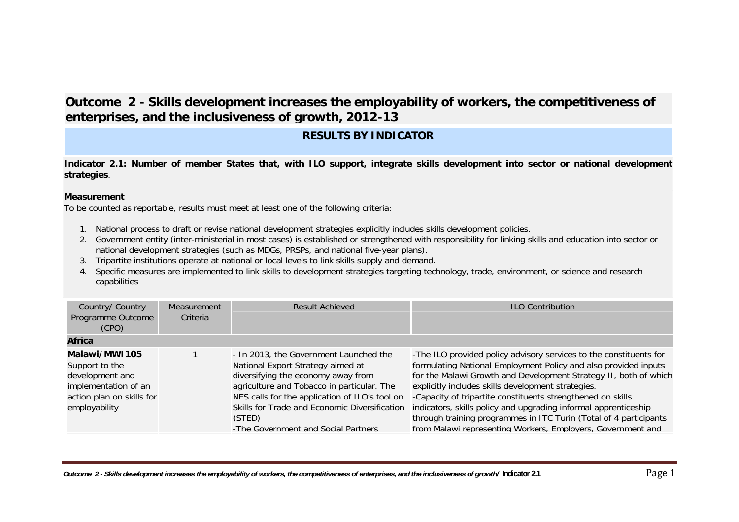# Outcome 2 - Skills development increases the employability of workers, the competitiveness of enterprises, and the inclusiveness of growth, 2012-13

## RESULTS BY INDICATOR

**Indicator 2.1: Number of member States that, with ILO support, integrate skills development into sector or national development strategies**.

**Measurement**

To be counted as reportable, results must meet at least one of the following criteria:

1. National process to draft or revise national development strategies explicitly includes skills development policies.
2. Government entity (inter-ministerial in most cases) is established or strengthened with responsibility for linking skills and education into sector or national development strategies (such as MDGs, PRSPs, and national five-year plans).
3. Tripartite institutions operate at national or local levels to link skills supply and demand.
4. Specific measures are implemented to link skills to development strategies targeting technology, trade, environment, or science and research capabilities

| Country/ Country Programme Outcome (CPO) | Measurement Criteria | Result Achieved | ILO Contribution |
|---|---|---|---|
| **Africa** | | | |
| **Malawi/MWI105** Support to the development and implementation of an action plan on skills for employability | 1 | - In 2013, the Government Launched the National Export Strategy aimed at diversifying the economy away from agriculture and Tobacco in particular. The NES calls for the application of ILO's tool on Skills for Trade and Economic Diversification (STED) -The Government and Social Partners | -The ILO provided policy advisory services to the constituents for formulating National Employment Policy and also provided inputs for the Malawi Growth and Development Strategy II, both of which explicitly includes skills development strategies. -Capacity of tripartite constituents strengthened on skills indicators, skills policy and upgrading informal apprenticeship through training programmes in ITC Turin (Total of 4 participants from Malawi representing Workers, Employers, Government and |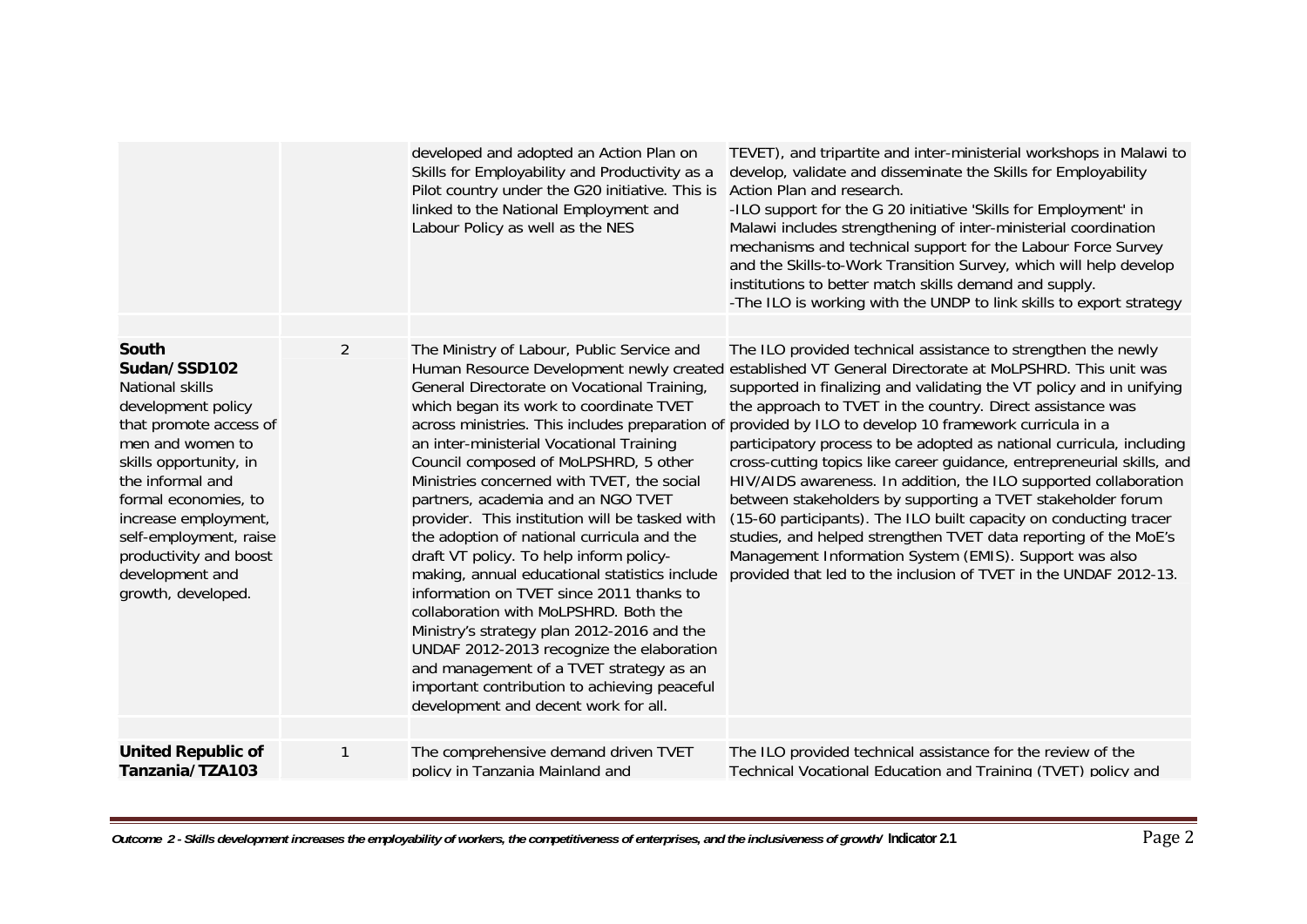| | | | |
|---|---|---|---|
| | | developed and adopted an Action Plan on Skills for Employability and Productivity as a Pilot country under the G20 initiative. This is linked to the National Employment and Labour Policy as well as the NES | TEVET), and tripartite and inter-ministerial workshops in Malawi to develop, validate and disseminate the Skills for Employability Action Plan and research. -ILO support for the G 20 initiative 'Skills for Employment' in Malawi includes strengthening of inter-ministerial coordination mechanisms and technical support for the Labour Force Survey and the Skills-to-Work Transition Survey, which will help develop institutions to better match skills demand and supply. -The ILO is working with the UNDP to link skills to export strategy |
| | | | |
| **South Sudan/SSD102** National skills development policy that promote access of men and women to skills opportunity, in the informal and formal economies, to increase employment, self-employment, raise productivity and boost development and growth, developed. | 2 | The Ministry of Labour, Public Service and Human Resource Development newly created General Directorate on Vocational Training, which began its work to coordinate TVET across ministries. This includes preparation of an inter-ministerial Vocational Training Council composed of MoLPSHRD, 5 other Ministries concerned with TVET, the social partners, academia and an NGO TVET provider. This institution will be tasked with the adoption of national curricula and the draft VT policy. To help inform policy-making, annual educational statistics include information on TVET since 2011 thanks to collaboration with MoLPSHRD. Both the Ministry's strategy plan 2012-2016 and the UNDAF 2012-2013 recognize the elaboration and management of a TVET strategy as an important contribution to achieving peaceful development and decent work for all. | The ILO provided technical assistance to strengthen the newly established VT General Directorate at MoLPSHRD. This unit was supported in finalizing and validating the VT policy and in unifying the approach to TVET in the country. Direct assistance was provided by ILO to develop 10 framework curricula in a participatory process to be adopted as national curricula, including cross-cutting topics like career guidance, entrepreneurial skills, and HIV/AIDS awareness. In addition, the ILO supported collaboration between stakeholders by supporting a TVET stakeholder forum (15-60 participants). The ILO built capacity on conducting tracer studies, and helped strengthen TVET data reporting of the MoE's Management Information System (EMIS). Support was also provided that led to the inclusion of TVET in the UNDAF 2012-13. |
| | | | |
| **United Republic of Tanzania/TZA103** | 1 | The comprehensive demand driven TVET policy in Tanzania Mainland and | The ILO provided technical assistance for the review of the Technical Vocational Education and Training (TVET) policy and |

*Outcome 2 - Skills development increases the employability of workers, the competitiveness of enterprises, and the inclusiveness of growth/* **Indicator 2.1**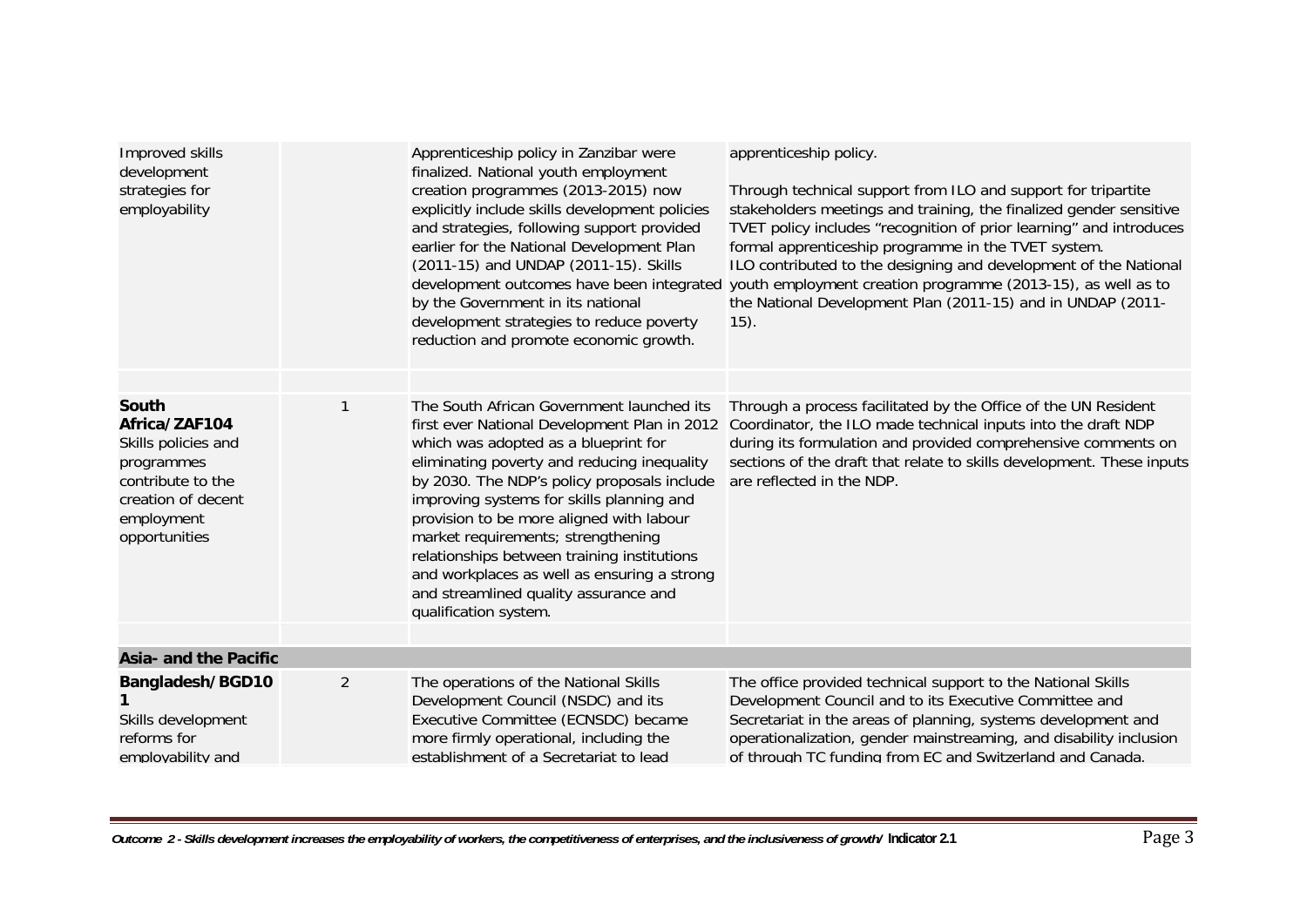| | | | |
|---|---|---|---|
| Improved skills development strategies for employability | | Apprenticeship policy in Zanzibar were finalized. National youth employment creation programmes (2013-2015) now explicitly include skills development policies and strategies, following support provided earlier for the National Development Plan (2011-15) and UNDAP (2011-15). Skills development outcomes have been integrated by the Government in its national development strategies to reduce poverty reduction and promote economic growth. | apprenticeship policy.<br><br>Through technical support from ILO and support for tripartite stakeholders meetings and training, the finalized gender sensitive TVET policy includes "recognition of prior learning" and introduces formal apprenticeship programme in the TVET system.<br>ILO contributed to the designing and development of the National youth employment creation programme (2013-15), as well as to the National Development Plan (2011-15) and in UNDAP (2011-15). |
| | | | |
| **South Africa/ZAF104**<br>Skills policies and programmes contribute to the creation of decent employment opportunities | 1 | The South African Government launched its first ever National Development Plan in 2012 which was adopted as a blueprint for eliminating poverty and reducing inequality by 2030. The NDP's policy proposals include improving systems for skills planning and provision to be more aligned with labour market requirements; strengthening relationships between training institutions and workplaces as well as ensuring a strong and streamlined quality assurance and qualification system. | Through a process facilitated by the Office of the UN Resident Coordinator, the ILO made technical inputs into the draft NDP during its formulation and provided comprehensive comments on sections of the draft that relate to skills development. These inputs are reflected in the NDP. |
| | | | |
| **Asia- and the Pacific** | | | |
| **Bangladesh/BGD101**<br>Skills development reforms for employability and | 2 | The operations of the National Skills Development Council (NSDC) and its Executive Committee (ECNSDC) became more firmly operational, including the establishment of a Secretariat to lead | The office provided technical support to the National Skills Development Council and to its Executive Committee and Secretariat in the areas of planning, systems development and operationalization, gender mainstreaming, and disability inclusion of through TC funding from EC and Switzerland and Canada. |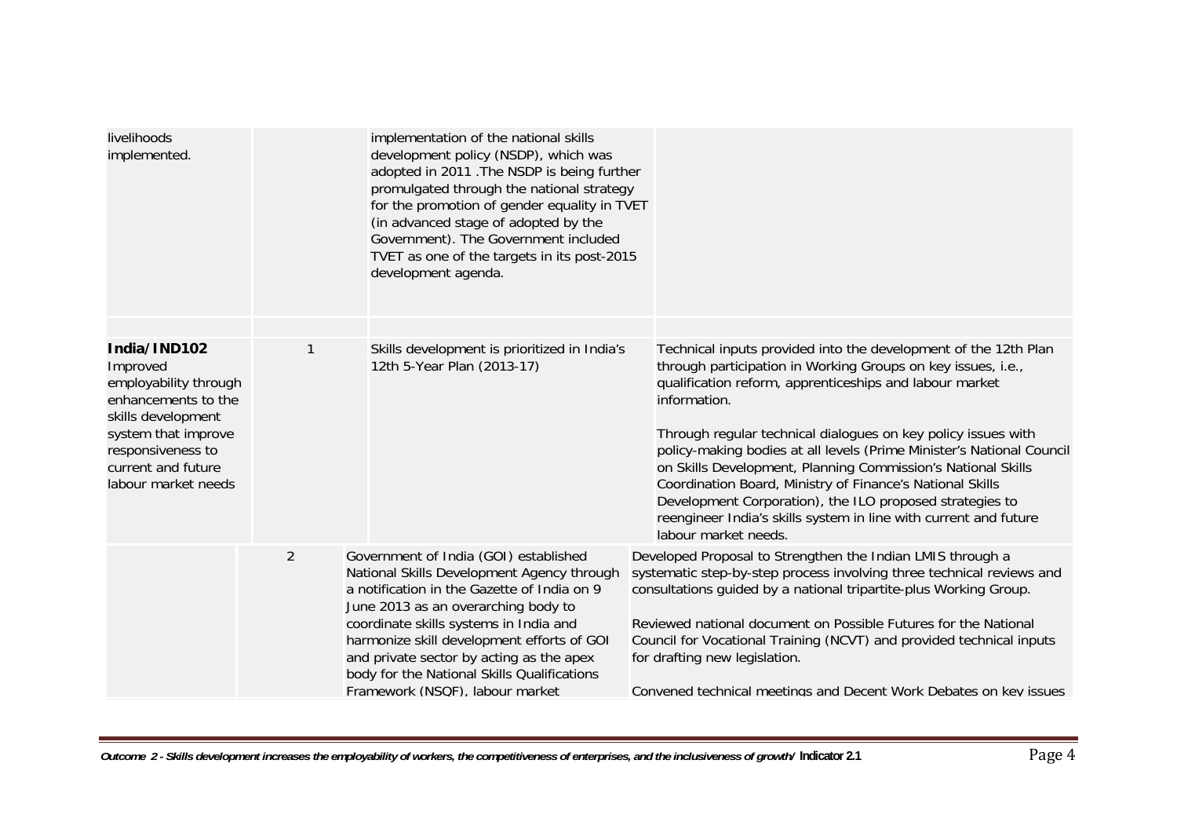| | | | |
|---|---|---|---|
| livelihoods implemented. | | implementation of the national skills development policy (NSDP), which was adopted in 2011 .The NSDP is being further promulgated through the national strategy for the promotion of gender equality in TVET (in advanced stage of adopted by the Government). The Government included TVET as one of the targets in its post-2015 development agenda. | |
| | | | |
| **India/IND102** Improved employability through enhancements to the skills development system that improve responsiveness to current and future labour market needs | 1 | Skills development is prioritized in India's 12th 5-Year Plan (2013-17) | Technical inputs provided into the development of the 12th Plan through participation in Working Groups on key issues, i.e., qualification reform, apprenticeships and labour market information.<br><br>Through regular technical dialogues on key policy issues with policy-making bodies at all levels (Prime Minister's National Council on Skills Development, Planning Commission's National Skills Coordination Board, Ministry of Finance's National Skills Development Corporation), the ILO proposed strategies to reengineer India's skills system in line with current and future labour market needs. |
| | 2 | Government of India (GOI) established National Skills Development Agency through a notification in the Gazette of India on 9 June 2013 as an overarching body to coordinate skills systems in India and harmonize skill development efforts of GOI and private sector by acting as the apex body for the National Skills Qualifications Framework (NSQF), labour market | Developed Proposal to Strengthen the Indian LMIS through a systematic step-by-step process involving three technical reviews and consultations guided by a national tripartite-plus Working Group.<br><br>Reviewed national document on Possible Futures for the National Council for Vocational Training (NCVT) and provided technical inputs for drafting new legislation.<br><br>Convened technical meetings and Decent Work Debates on key issues |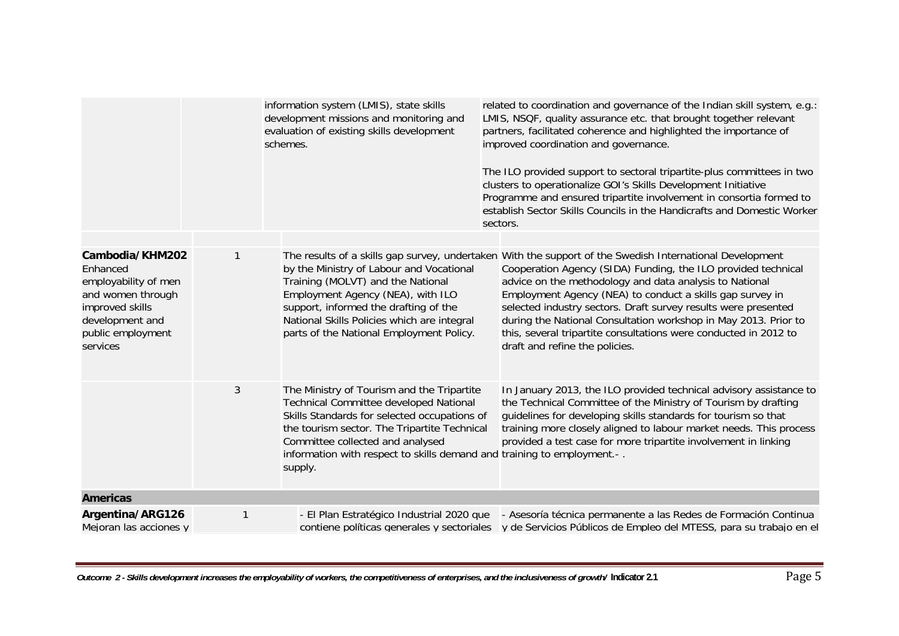| | | | |
|---|---|---|---|
| | | information system (LMIS), state skills development missions and monitoring and evaluation of existing skills development schemes. | related to coordination and governance of the Indian skill system, e.g.: LMIS, NSQF, quality assurance etc. that brought together relevant partners, facilitated coherence and highlighted the importance of improved coordination and governance.<br><br>The ILO provided support to sectoral tripartite-plus committees in two clusters to operationalize GOI's Skills Development Initiative Programme and ensured tripartite involvement in consortia formed to establish Sector Skills Councils in the Handicrafts and Domestic Worker sectors. |
| | | | |
| **Cambodia/KHM202** Enhanced employability of men and women through improved skills development and public employment services | 1 | The results of a skills gap survey, undertaken by the Ministry of Labour and Vocational Training (MOLVT) and the National Employment Agency (NEA), with ILO support, informed the drafting of the National Skills Policies which are integral parts of the National Employment Policy. | With the support of the Swedish International Development Cooperation Agency (SIDA) Funding, the ILO provided technical advice on the methodology and data analysis to National Employment Agency (NEA) to conduct a skills gap survey in selected industry sectors. Draft survey results were presented during the National Consultation workshop in May 2013. Prior to this, several tripartite consultations were conducted in 2012 to draft and refine the policies. |
| | 3 | The Ministry of Tourism and the Tripartite Technical Committee developed National Skills Standards for selected occupations of the tourism sector. The Tripartite Technical Committee collected and analysed information with respect to skills demand and supply. | In January 2013, the ILO provided technical advisory assistance to the Technical Committee of the Ministry of Tourism by drafting guidelines for developing skills standards for tourism so that training more closely aligned to labour market needs. This process provided a test case for more tripartite involvement in linking training to employment.- . |
| **Americas** | | | |
| **Argentina/ARG126** Mejoran las acciones y | 1 | - El Plan Estratégico Industrial 2020 que contiene políticas generales y sectoriales | - Asesoría técnica permanente a las Redes de Formación Continua y de Servicios Públicos de Empleo del MTESS, para su trabajo en el |

*Outcome 2 - Skills development increases the employability of workers, the competitiveness of enterprises, and the inclusiveness of growth/* **Indicator 2.1**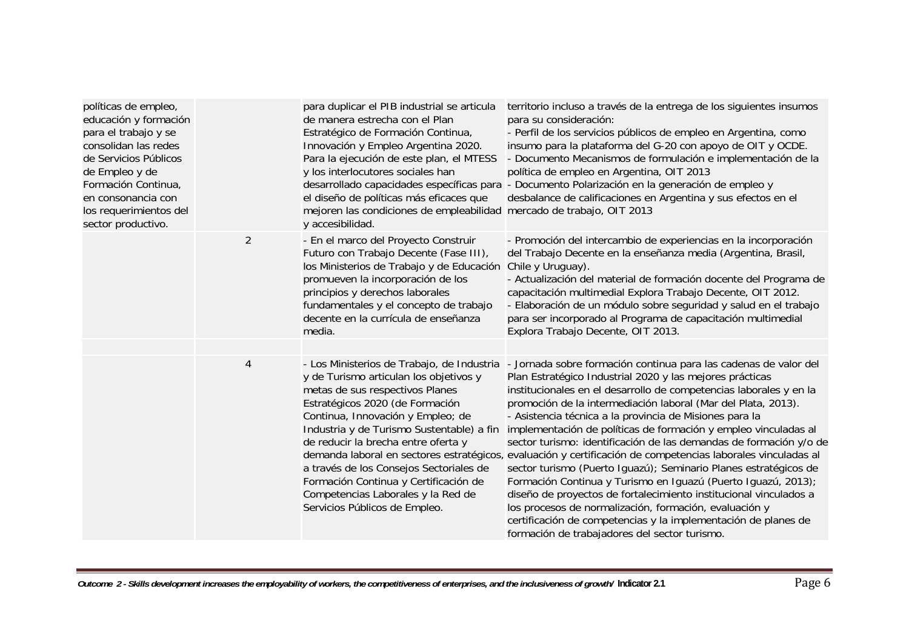| | | | |
|---|---|---|---|
| políticas de empleo, educación y formación para el trabajo y se consolidan las redes de Servicios Públicos de Empleo y de Formación Continua, en consonancia con los requerimientos del sector productivo. | | para duplicar el PIB industrial se articula de manera estrecha con el Plan Estratégico de Formación Continua, Innovación y Empleo Argentina 2020. Para la ejecución de este plan, el MTESS y los interlocutores sociales han desarrollado capacidades específicas para el diseño de políticas más eficaces que mejoren las condiciones de empleabilidad y accesibilidad. | territorio incluso a través de la entrega de los siguientes insumos para su consideración:<br>- Perfil de los servicios públicos de empleo en Argentina, como insumo para la plataforma del G-20 con apoyo de OIT y OCDE.<br>- Documento Mecanismos de formulación e implementación de la política de empleo en Argentina, OIT 2013<br>- Documento Polarización en la generación de empleo y desbalance de calificaciones en Argentina y sus efectos en el mercado de trabajo, OIT 2013 |
| | 2 | - En el marco del Proyecto Construir Futuro con Trabajo Decente (Fase III), los Ministerios de Trabajo y de Educación promueven la incorporación de los principios y derechos laborales fundamentales y el concepto de trabajo decente en la currícula de enseñanza media. | - Promoción del intercambio de experiencias en la incorporación del Trabajo Decente en la enseñanza media (Argentina, Brasil, Chile y Uruguay).<br>- Actualización del material de formación docente del Programa de capacitación multimedial Explora Trabajo Decente, OIT 2012.<br>- Elaboración de un módulo sobre seguridad y salud en el trabajo para ser incorporado al Programa de capacitación multimedial Explora Trabajo Decente, OIT 2013. |
| | | | |
| | 4 | - Los Ministerios de Trabajo, de Industria y de Turismo articulan los objetivos y metas de sus respectivos Planes Estratégicos 2020 (de Formación Continua, Innovación y Empleo; de Industria y de Turismo Sustentable) a fin de reducir la brecha entre oferta y demanda laboral en sectores estratégicos, a través de los Consejos Sectoriales de Formación Continua y Certificación de Competencias Laborales y la Red de Servicios Públicos de Empleo. | - Jornada sobre formación continua para las cadenas de valor del Plan Estratégico Industrial 2020 y las mejores prácticas institucionales en el desarrollo de competencias laborales y en la promoción de la intermediación laboral (Mar del Plata, 2013).<br>- Asistencia técnica a la provincia de Misiones para la implementación de políticas de formación y empleo vinculadas al sector turismo: identificación de las demandas de formación y/o de evaluación y certificación de competencias laborales vinculadas al sector turismo (Puerto Iguazú); Seminario Planes estratégicos de Formación Continua y Turismo en Iguazú (Puerto Iguazú, 2013); diseño de proyectos de fortalecimiento institucional vinculados a los procesos de normalización, formación, evaluación y certificación de competencias y la implementación de planes de formación de trabajadores del sector turismo. |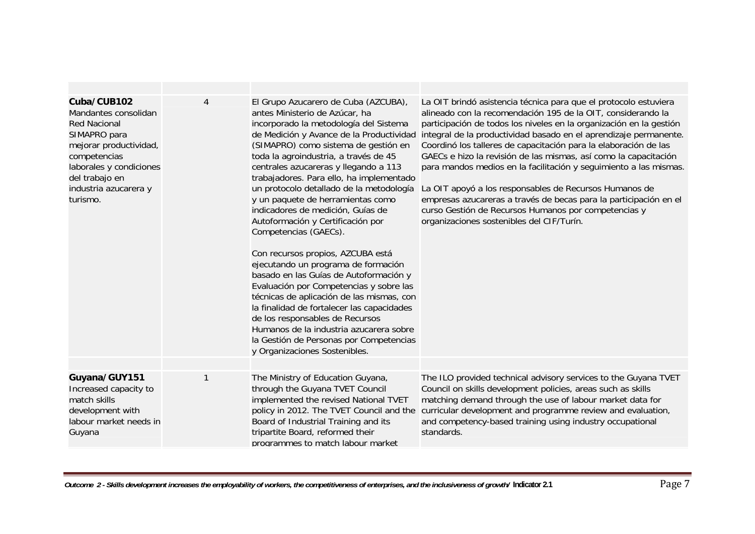| | | | |
|---|---|---|---|
| **Cuba/CUB102** Mandantes consolidan Red Nacional SIMAPRO para mejorar productividad, competencias laborales y condiciones del trabajo en industria azucarera y turismo. | 4 | El Grupo Azucarero de Cuba (AZCUBA), antes Ministerio de Azúcar, ha incorporado la metodología del Sistema de Medición y Avance de la Productividad (SIMAPRO) como sistema de gestión en toda la agroindustria, a través de 45 centrales azucareras y llegando a 113 trabajadores. Para ello, ha implementado un protocolo detallado de la metodología y un paquete de herramientas como indicadores de medición, Guías de Autoformación y Certificación por Competencias (GAECs).<br><br>Con recursos propios, AZCUBA está ejecutando un programa de formación basado en las Guías de Autoformación y Evaluación por Competencias y sobre las técnicas de aplicación de las mismas, con la finalidad de fortalecer las capacidades de los responsables de Recursos Humanos de la industria azucarera sobre la Gestión de Personas por Competencias y Organizaciones Sostenibles. | La OIT brindó asistencia técnica para que el protocolo estuviera alineado con la recomendación 195 de la OIT, considerando la participación de todos los niveles en la organización en la gestión integral de la productividad basado en el aprendizaje permanente. Coordinó los talleres de capacitación para la elaboración de las GAECs e hizo la revisión de las mismas, así como la capacitación para mandos medios en la facilitación y seguimiento a las mismas.<br><br>La OIT apoyó a los responsables de Recursos Humanos de empresas azucareras a través de becas para la participación en el curso Gestión de Recursos Humanos por competencias y organizaciones sostenibles del CIF/Turín. |
| | | | |
| **Guyana/GUY151** Increased capacity to match skills development with labour market needs in Guyana | 1 | The Ministry of Education Guyana, through the Guyana TVET Council implemented the revised National TVET policy in 2012. The TVET Council and the Board of Industrial Training and its tripartite Board, reformed their programmes to match labour market | The ILO provided technical advisory services to the Guyana TVET Council on skills development policies, areas such as skills matching demand through the use of labour market data for curricular development and programme review and evaluation, and competency-based training using industry occupational standards. |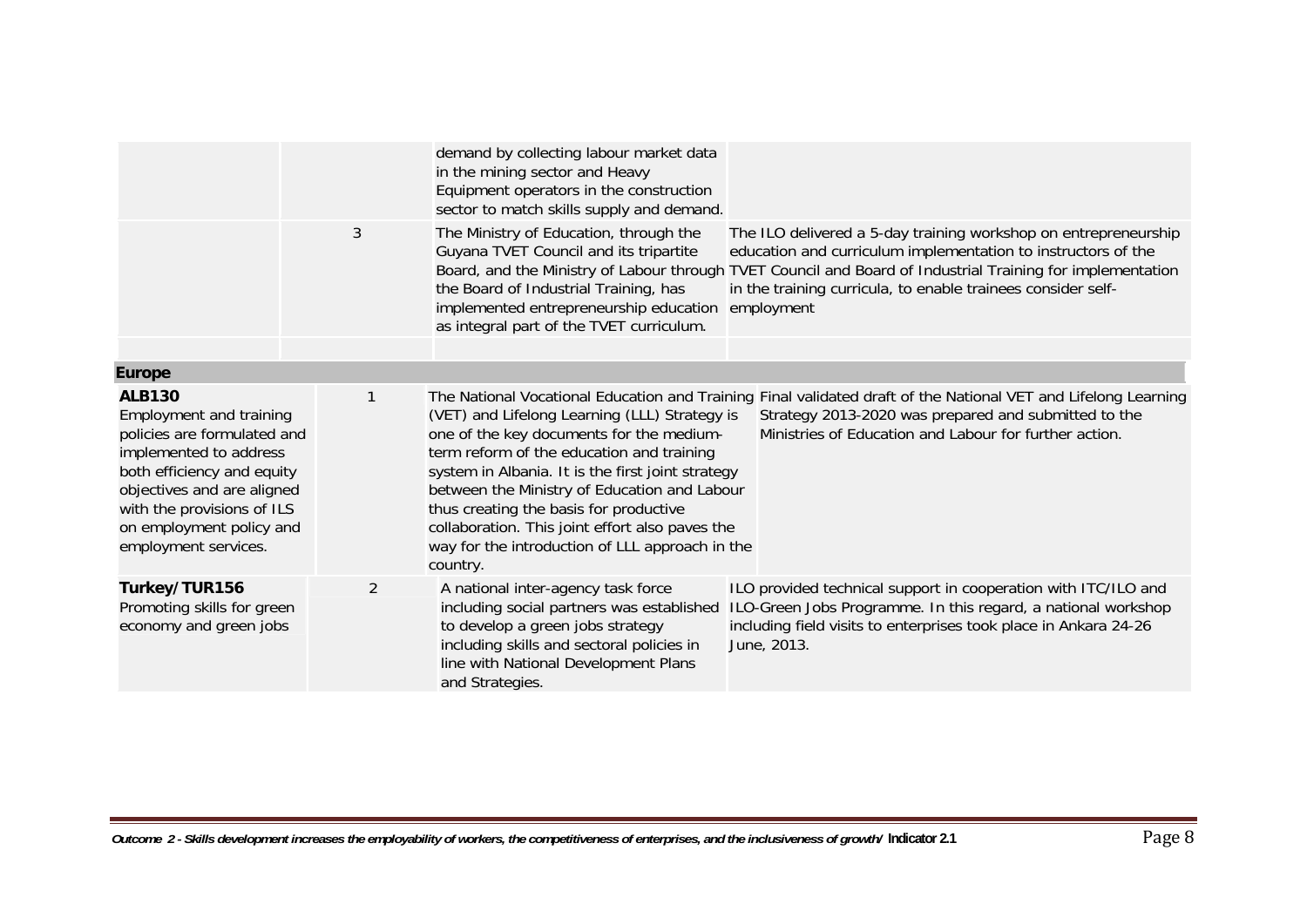| | | | |
|---|---|---|---|
| | | demand by collecting labour market data in the mining sector and Heavy Equipment operators in the construction sector to match skills supply and demand. | |
| | 3 | The Ministry of Education, through the Guyana TVET Council and its tripartite Board, and the Ministry of Labour through the Board of Industrial Training, has implemented entrepreneurship education as integral part of the TVET curriculum. | The ILO delivered a 5-day training workshop on entrepreneurship education and curriculum implementation to instructors of the TVET Council and Board of Industrial Training for implementation in the training curricula, to enable trainees consider self-employment |
| | | | |
| **Europe** | | | |
| **ALB130** Employment and training policies are formulated and implemented to address both efficiency and equity objectives and are aligned with the provisions of ILS on employment policy and employment services. | 1 | The National Vocational Education and Training (VET) and Lifelong Learning (LLL) Strategy is one of the key documents for the medium-term reform of the education and training system in Albania. It is the first joint strategy between the Ministry of Education and Labour thus creating the basis for productive collaboration. This joint effort also paves the way for the introduction of LLL approach in the country. | Final validated draft of the National VET and Lifelong Learning Strategy 2013-2020 was prepared and submitted to the Ministries of Education and Labour for further action. |
| **Turkey/TUR156** Promoting skills for green economy and green jobs | 2 | A national inter-agency task force including social partners was established to develop a green jobs strategy including skills and sectoral policies in line with National Development Plans and Strategies. | ILO provided technical support in cooperation with ITC/ILO and ILO-Green Jobs Programme. In this regard, a national workshop including field visits to enterprises took place in Ankara 24-26 June, 2013. |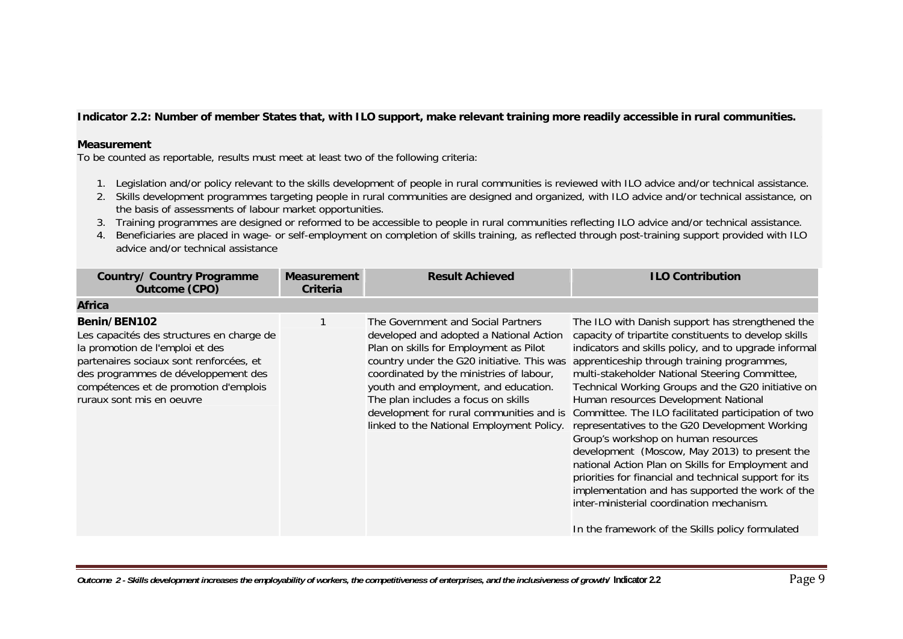**Indicator 2.2: Number of member States that, with ILO support, make relevant training more readily accessible in rural communities.**

**Measurement**

To be counted as reportable, results must meet at least two of the following criteria:

1. Legislation and/or policy relevant to the skills development of people in rural communities is reviewed with ILO advice and/or technical assistance.
2. Skills development programmes targeting people in rural communities are designed and organized, with ILO advice and/or technical assistance, on the basis of assessments of labour market opportunities.
3. Training programmes are designed or reformed to be accessible to people in rural communities reflecting ILO advice and/or technical assistance.
4. Beneficiaries are placed in wage- or self-employment on completion of skills training, as reflected through post-training support provided with ILO advice and/or technical assistance

| Country/ Country Programme Outcome (CPO) | Measurement Criteria | Result Achieved | ILO Contribution |
|---|---|---|---|
| **Africa** | | | |
| **Benin/BEN102**<br>Les capacités des structures en charge de la promotion de l'emploi et des partenaires sociaux sont renforcées, et des programmes de développement des compétences et de promotion d'emplois ruraux sont mis en oeuvre | 1 | The Government and Social Partners developed and adopted a National Action Plan on skills for Employment as Pilot country under the G20 initiative. This was coordinated by the ministries of labour, youth and employment, and education. The plan includes a focus on skills development for rural communities and is linked to the National Employment Policy. | The ILO with Danish support has strengthened the capacity of tripartite constituents to develop skills indicators and skills policy, and to upgrade informal apprenticeship through training programmes, multi-stakeholder National Steering Committee, Technical Working Groups and the G20 initiative on Human resources Development National Committee. The ILO facilitated participation of two representatives to the G20 Development Working Group's workshop on human resources development (Moscow, May 2013) to present the national Action Plan on Skills for Employment and priorities for financial and technical support for its implementation and has supported the work of the inter-ministerial coordination mechanism.<br><br>In the framework of the Skills policy formulated |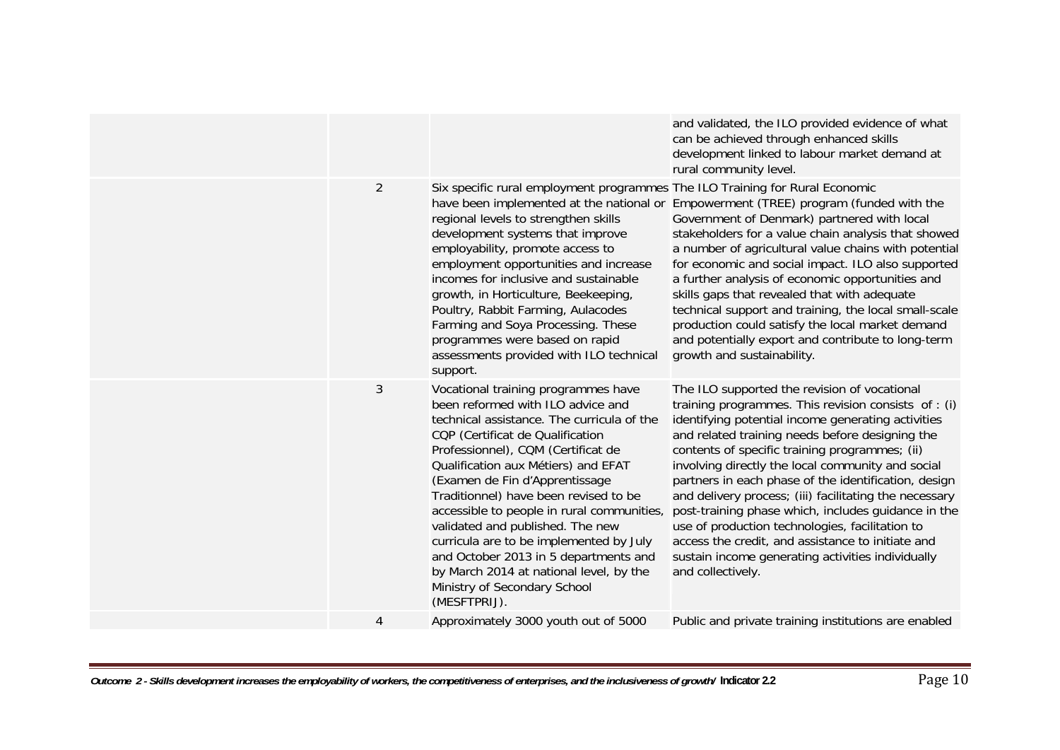| | | | |
|---|---|---|---|
| | | | and validated, the ILO provided evidence of what can be achieved through enhanced skills development linked to labour market demand at rural community level. |
| | 2 | Six specific rural employment programmes have been implemented at the national or regional levels to strengthen skills development systems that improve employability, promote access to employment opportunities and increase incomes for inclusive and sustainable growth, in Horticulture, Beekeeping, Poultry, Rabbit Farming, Aulacodes Farming and Soya Processing. These programmes were based on rapid assessments provided with ILO technical support. | The ILO Training for Rural Economic Empowerment (TREE) program (funded with the Government of Denmark) partnered with local stakeholders for a value chain analysis that showed a number of agricultural value chains with potential for economic and social impact. ILO also supported a further analysis of economic opportunities and skills gaps that revealed that with adequate technical support and training, the local small-scale production could satisfy the local market demand and potentially export and contribute to long-term growth and sustainability. |
| | 3 | Vocational training programmes have been reformed with ILO advice and technical assistance. The curricula of the CQP (Certificat de Qualification Professionnel), CQM (Certificat de Qualification aux Métiers) and EFAT (Examen de Fin d'Apprentissage Traditionnel) have been revised to be accessible to people in rural communities, validated and published. The new curricula are to be implemented by July and October 2013 in 5 departments and by March 2014 at national level, by the Ministry of Secondary School (MESFTPRIJ). | The ILO supported the revision of vocational training programmes. This revision consists of : (i) identifying potential income generating activities and related training needs before designing the contents of specific training programmes; (ii) involving directly the local community and social partners in each phase of the identification, design and delivery process; (iii) facilitating the necessary post-training phase which, includes guidance in the use of production technologies, facilitation to access the credit, and assistance to initiate and sustain income generating activities individually and collectively. |
| | 4 | Approximately 3000 youth out of 5000 | Public and private training institutions are enabled |

*Outcome 2 - Skills development increases the employability of workers, the competitiveness of enterprises, and the inclusiveness of growth/* **Indicator 2.2**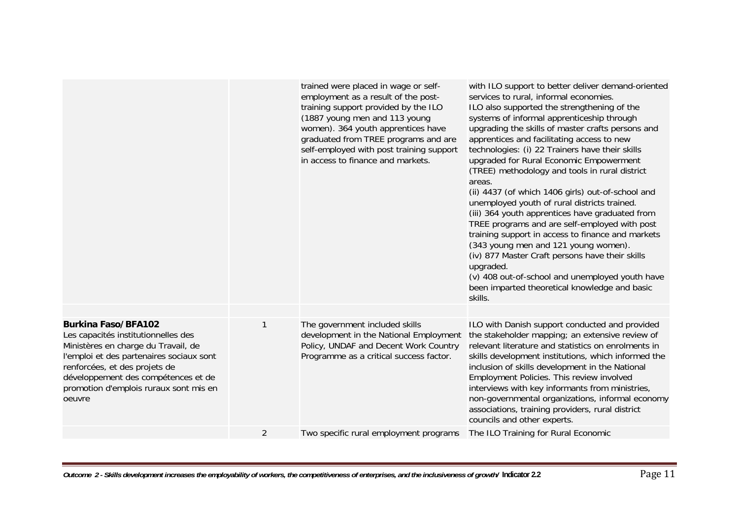| | | | |
|---|---|---|---|
| | | trained were placed in wage or self-employment as a result of the post-training support provided by the ILO (1887 young men and 113 young women). 364 youth apprentices have graduated from TREE programs and are self-employed with post training support in access to finance and markets. | with ILO support to better deliver demand-oriented services to rural, informal economies.<br>ILO also supported the strengthening of the systems of informal apprenticeship through upgrading the skills of master crafts persons and apprentices and facilitating access to new technologies: (i) 22 Trainers have their skills upgraded for Rural Economic Empowerment (TREE) methodology and tools in rural district areas.<br>(ii) 4437 (of which 1406 girls) out-of-school and unemployed youth of rural districts trained.<br>(iii) 364 youth apprentices have graduated from TREE programs and are self-employed with post training support in access to finance and markets (343 young men and 121 young women).<br>(iv) 877 Master Craft persons have their skills upgraded.<br>(v) 408 out-of-school and unemployed youth have been imparted theoretical knowledge and basic skills. |
| | | | |
| **Burkina Faso/BFA102**<br>Les capacités institutionnelles des Ministères en charge du Travail, de l'emploi et des partenaires sociaux sont renforcées, et des projets de développement des compétences et de promotion d'emplois ruraux sont mis en oeuvre | 1 | The government included skills development in the National Employment Policy, UNDAF and Decent Work Country Programme as a critical success factor. | ILO with Danish support conducted and provided the stakeholder mapping; an extensive review of relevant literature and statistics on enrolments in skills development institutions, which informed the inclusion of skills development in the National Employment Policies. This review involved interviews with key informants from ministries, non-governmental organizations, informal economy associations, training providers, rural district councils and other experts. |
| | 2 | Two specific rural employment programs | The ILO Training for Rural Economic |

*Outcome 2 - Skills development increases the employability of workers, the competitiveness of enterprises, and the inclusiveness of growth/* **Indicator 2.2**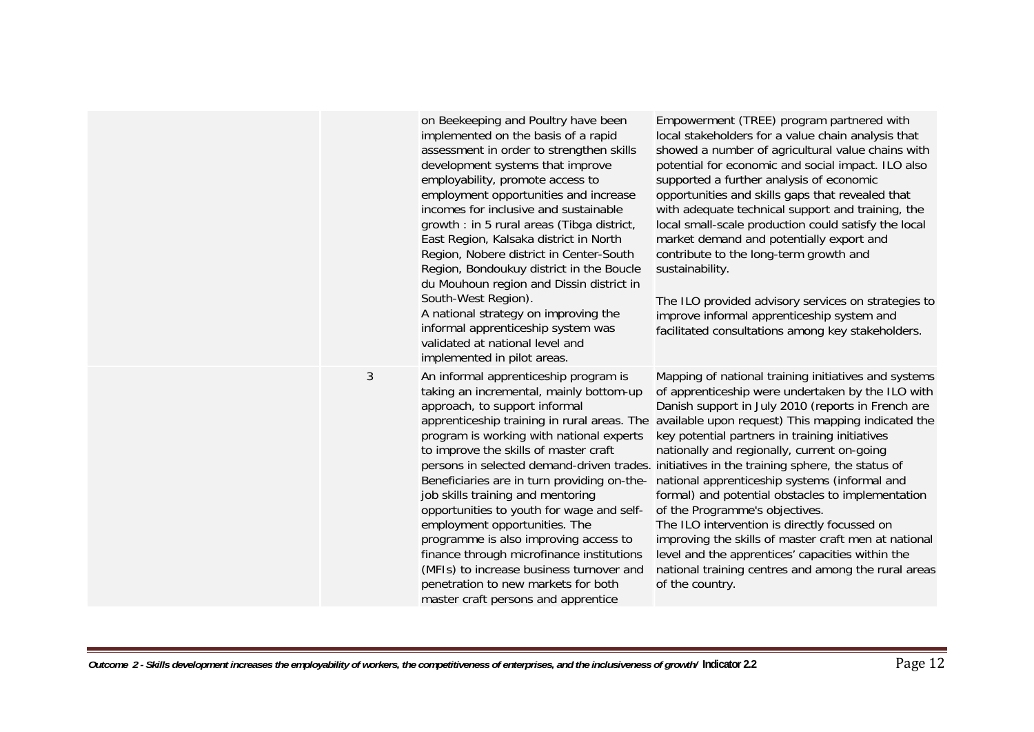|  |  |  |  |
|---|---|---|---|
|  |  | on Beekeeping and Poultry have been implemented on the basis of a rapid assessment in order to strengthen skills development systems that improve employability, promote access to employment opportunities and increase incomes for inclusive and sustainable growth : in 5 rural areas (Tibga district, East Region, Kalsaka district in North Region, Nobere district in Center-South Region, Bondoukuy district in the Boucle du Mouhoun region and Dissin district in South-West Region).<br>A national strategy on improving the informal apprenticeship system was validated at national level and implemented in pilot areas. | Empowerment (TREE) program partnered with local stakeholders for a value chain analysis that showed a number of agricultural value chains with potential for economic and social impact. ILO also supported a further analysis of economic opportunities and skills gaps that revealed that with adequate technical support and training, the local small-scale production could satisfy the local market demand and potentially export and contribute to the long-term growth and sustainability.<br><br>The ILO provided advisory services on strategies to improve informal apprenticeship system and facilitated consultations among key stakeholders. |
|  | 3 | An informal apprenticeship program is taking an incremental, mainly bottom-up approach, to support informal apprenticeship training in rural areas. The program is working with national experts to improve the skills of master craft persons in selected demand-driven trades. Beneficiaries are in turn providing on-the-job skills training and mentoring opportunities to youth for wage and self-employment opportunities. The programme is also improving access to finance through microfinance institutions (MFIs) to increase business turnover and penetration to new markets for both master craft persons and apprentice | Mapping of national training initiatives and systems of apprenticeship were undertaken by the ILO with Danish support in July 2010 (reports in French are available upon request) This mapping indicated the key potential partners in training initiatives nationally and regionally, current on-going initiatives in the training sphere, the status of national apprenticeship systems (informal and formal) and potential obstacles to implementation of the Programme's objectives.<br>The ILO intervention is directly focussed on improving the skills of master craft men at national level and the apprentices' capacities within the national training centres and among the rural areas of the country. |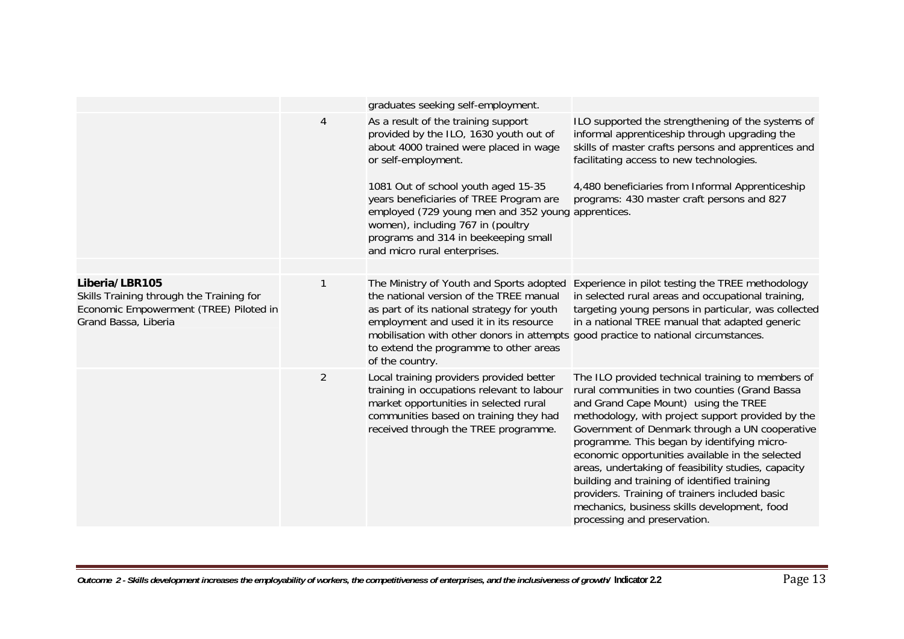| | | | |
|---|---|---|---|
| | | graduates seeking self-employment. | |
| | 4 | As a result of the training support provided by the ILO, 1630 youth out of about 4000 trained were placed in wage or self-employment.<br><br>1081 Out of school youth aged 15-35 years beneficiaries of TREE Program are employed (729 young men and 352 young women), including 767 in (poultry programs and 314 in beekeeping small and micro rural enterprises. | ILO supported the strengthening of the systems of informal apprenticeship through upgrading the skills of master crafts persons and apprentices and facilitating access to new technologies.<br><br>4,480 beneficiaries from Informal Apprenticeship programs: 430 master craft persons and 827 apprentices. |
| | | | |
| **Liberia/LBR105**<br>Skills Training through the Training for Economic Empowerment (TREE) Piloted in Grand Bassa, Liberia | 1 | The Ministry of Youth and Sports adopted the national version of the TREE manual as part of its national strategy for youth employment and used it in its resource mobilisation with other donors in attempts to extend the programme to other areas of the country. | Experience in pilot testing the TREE methodology in selected rural areas and occupational training, targeting young persons in particular, was collected in a national TREE manual that adapted generic good practice to national circumstances. |
| | 2 | Local training providers provided better training in occupations relevant to labour market opportunities in selected rural communities based on training they had received through the TREE programme. | The ILO provided technical training to members of rural communities in two counties (Grand Bassa and Grand Cape Mount) using the TREE methodology, with project support provided by the Government of Denmark through a UN cooperative programme. This began by identifying micro-economic opportunities available in the selected areas, undertaking of feasibility studies, capacity building and training of identified training providers. Training of trainers included basic mechanics, business skills development, food processing and preservation. |

*Outcome 2 - Skills development increases the employability of workers, the competitiveness of enterprises, and the inclusiveness of growth/* **Indicator 2.2**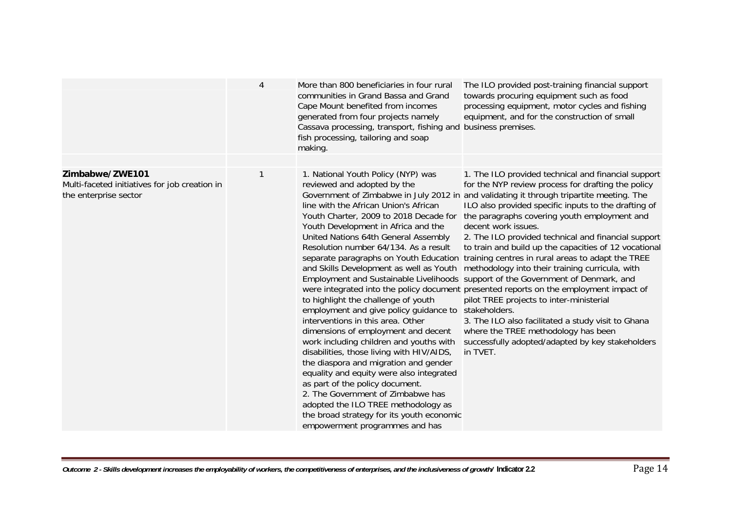| | | | |
|---|---|---|---|
| | 4 | More than 800 beneficiaries in four rural communities in Grand Bassa and Grand Cape Mount benefited from incomes generated from four projects namely Cassava processing, transport, fishing and fish processing, tailoring and soap making. | The ILO provided post-training financial support towards procuring equipment such as food processing equipment, motor cycles and fishing equipment, and for the construction of small business premises. |
| | | | |
| **Zimbabwe/ZWE101**<br>Multi-faceted initiatives for job creation in the enterprise sector | 1 | 1. National Youth Policy (NYP) was reviewed and adopted by the Government of Zimbabwe in July 2012 in line with the African Union's African Youth Charter, 2009 to 2018 Decade for Youth Development in Africa and the United Nations 64th General Assembly Resolution number 64/134. As a result separate paragraphs on Youth Education and Skills Development as well as Youth Employment and Sustainable Livelihoods were integrated into the policy document to highlight the challenge of youth employment and give policy guidance to interventions in this area. Other dimensions of employment and decent work including children and youths with disabilities, those living with HIV/AIDS, the diaspora and migration and gender equality and equity were also integrated as part of the policy document.<br>2. The Government of Zimbabwe has adopted the ILO TREE methodology as the broad strategy for its youth economic empowerment programmes and has | 1. The ILO provided technical and financial support for the NYP review process for drafting the policy and validating it through tripartite meeting. The ILO also provided specific inputs to the drafting of the paragraphs covering youth employment and decent work issues.<br>2. The ILO provided technical and financial support to train and build up the capacities of 12 vocational training centres in rural areas to adapt the TREE methodology into their training curricula, with support of the Government of Denmark, and presented reports on the employment impact of pilot TREE projects to inter-ministerial stakeholders.<br>3. The ILO also facilitated a study visit to Ghana where the TREE methodology has been successfully adopted/adapted by key stakeholders in TVET. |

*Outcome 2 - Skills development increases the employability of workers, the competitiveness of enterprises, and the inclusiveness of growth/* **Indicator 2.2**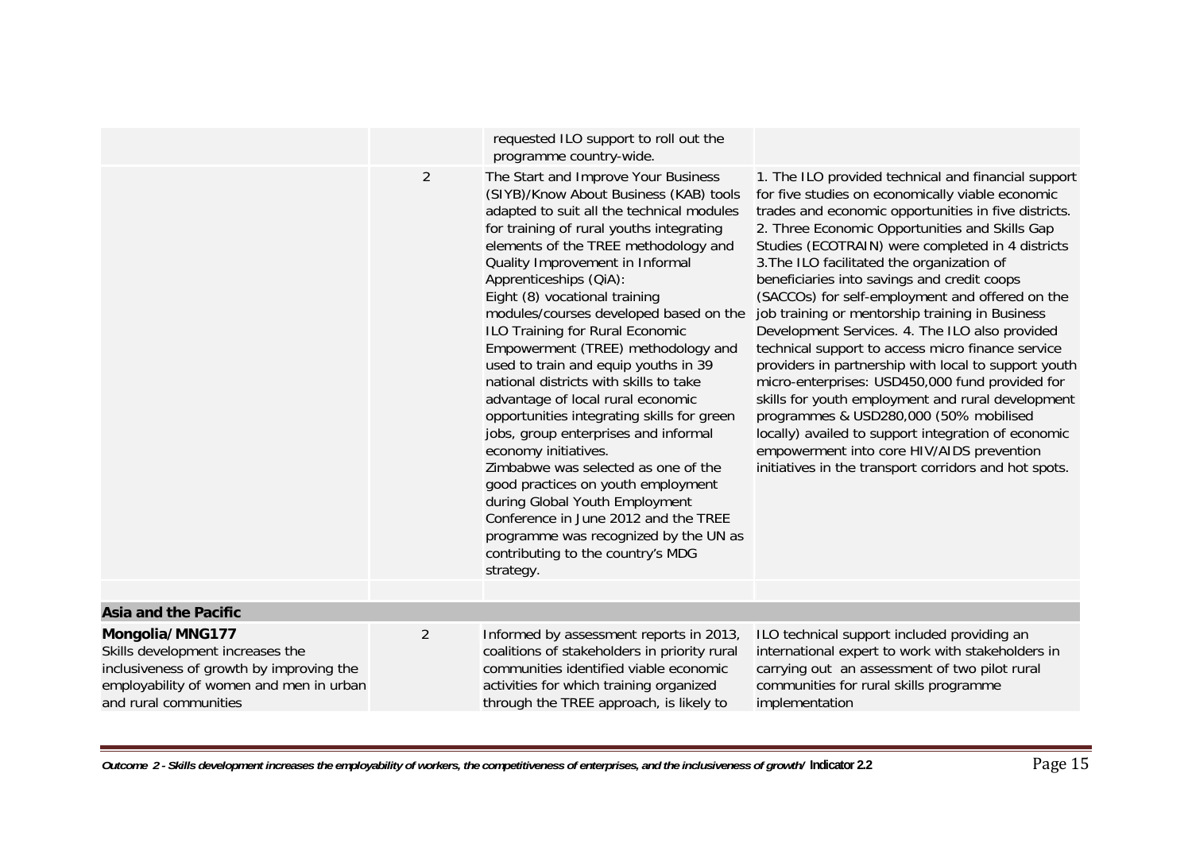| | | | |
|---|---|---|---|
| | | requested ILO support to roll out the programme country-wide. | |
| | 2 | The Start and Improve Your Business (SIYB)/Know About Business (KAB) tools adapted to suit all the technical modules for training of rural youths integrating elements of the TREE methodology and Quality Improvement in Informal Apprenticeships (QiA):<br>Eight (8) vocational training modules/courses developed based on the ILO Training for Rural Economic Empowerment (TREE) methodology and used to train and equip youths in 39 national districts with skills to take advantage of local rural economic opportunities integrating skills for green jobs, group enterprises and informal economy initiatives.<br>Zimbabwe was selected as one of the good practices on youth employment during Global Youth Employment Conference in June 2012 and the TREE programme was recognized by the UN as contributing to the country's MDG strategy. | 1. The ILO provided technical and financial support for five studies on economically viable economic trades and economic opportunities in five districts. 2. Three Economic Opportunities and Skills Gap Studies (ECOTRAIN) were completed in 4 districts 3.The ILO facilitated the organization of beneficiaries into savings and credit coops (SACCOs) for self-employment and offered on the job training or mentorship training in Business Development Services. 4. The ILO also provided technical support to access micro finance service providers in partnership with local to support youth micro-enterprises: USD450,000 fund provided for skills for youth employment and rural development programmes & USD280,000 (50% mobilised locally) availed to support integration of economic empowerment into core HIV/AIDS prevention initiatives in the transport corridors and hot spots. |
| | | | |
| **Asia and the Pacific** | | | |
| **Mongolia/MNG177**<br>Skills development increases the inclusiveness of growth by improving the employability of women and men in urban and rural communities | 2 | Informed by assessment reports in 2013, coalitions of stakeholders in priority rural communities identified viable economic activities for which training organized through the TREE approach, is likely to | ILO technical support included providing an international expert to work with stakeholders in carrying out an assessment of two pilot rural communities for rural skills programme implementation |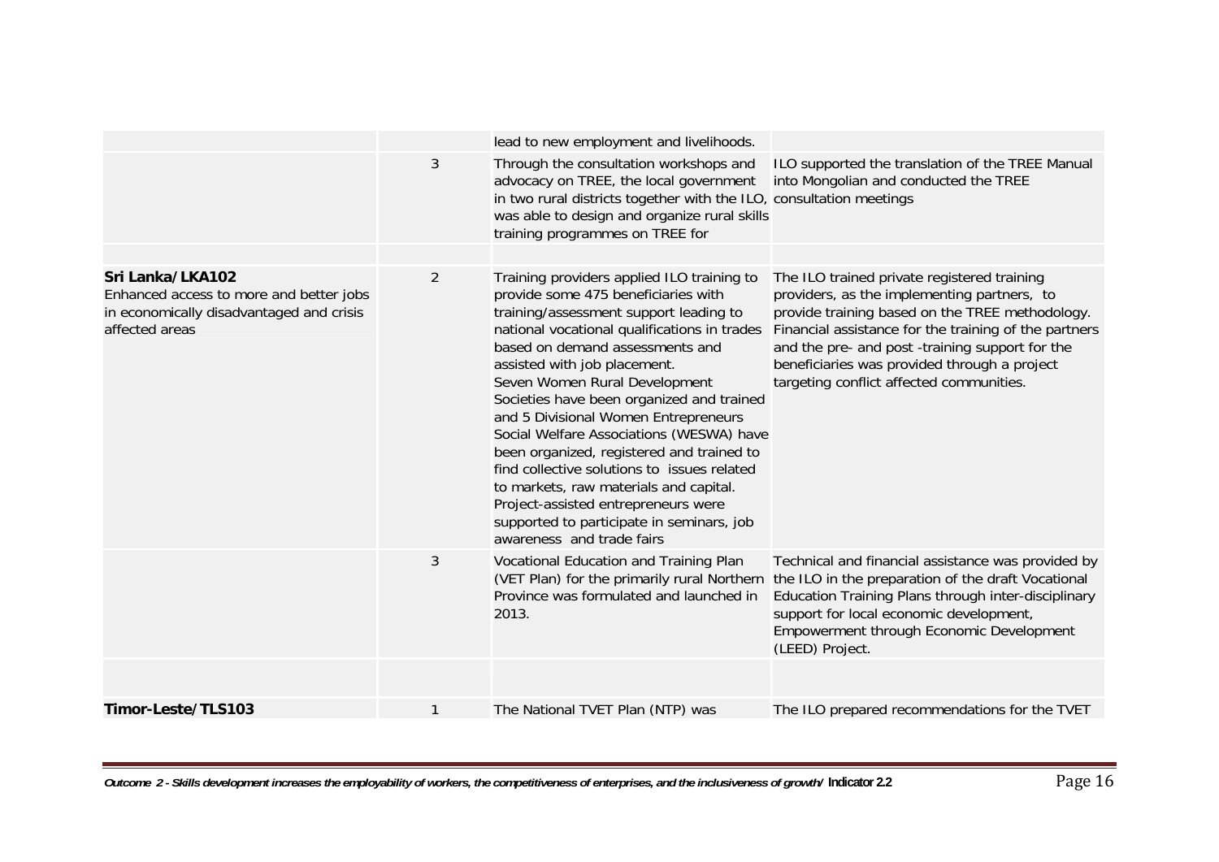| | | | |
|---|---|---|---|
| | | lead to new employment and livelihoods. | |
| | 3 | Through the consultation workshops and advocacy on TREE, the local government in two rural districts together with the ILO, was able to design and organize rural skills training programmes on TREE for | ILO supported the translation of the TREE Manual into Mongolian and conducted the TREE consultation meetings |
| | | | |
| **Sri Lanka/LKA102**<br>Enhanced access to more and better jobs in economically disadvantaged and crisis affected areas | 2 | Training providers applied ILO training to provide some 475 beneficiaries with training/assessment support leading to national vocational qualifications in trades based on demand assessments and assisted with job placement.<br>Seven Women Rural Development Societies have been organized and trained and 5 Divisional Women Entrepreneurs Social Welfare Associations (WESWA) have been organized, registered and trained to find collective solutions to issues related to markets, raw materials and capital. Project-assisted entrepreneurs were supported to participate in seminars, job awareness and trade fairs | The ILO trained private registered training providers, as the implementing partners, to provide training based on the TREE methodology. Financial assistance for the training of the partners and the pre- and post -training support for the beneficiaries was provided through a project targeting conflict affected communities. |
| | 3 | Vocational Education and Training Plan (VET Plan) for the primarily rural Northern Province was formulated and launched in 2013. | Technical and financial assistance was provided by the ILO in the preparation of the draft Vocational Education Training Plans through inter-disciplinary support for local economic development, Empowerment through Economic Development (LEED) Project. |
| | | | |
| **Timor-Leste/TLS103** | 1 | The National TVET Plan (NTP) was | The ILO prepared recommendations for the TVET |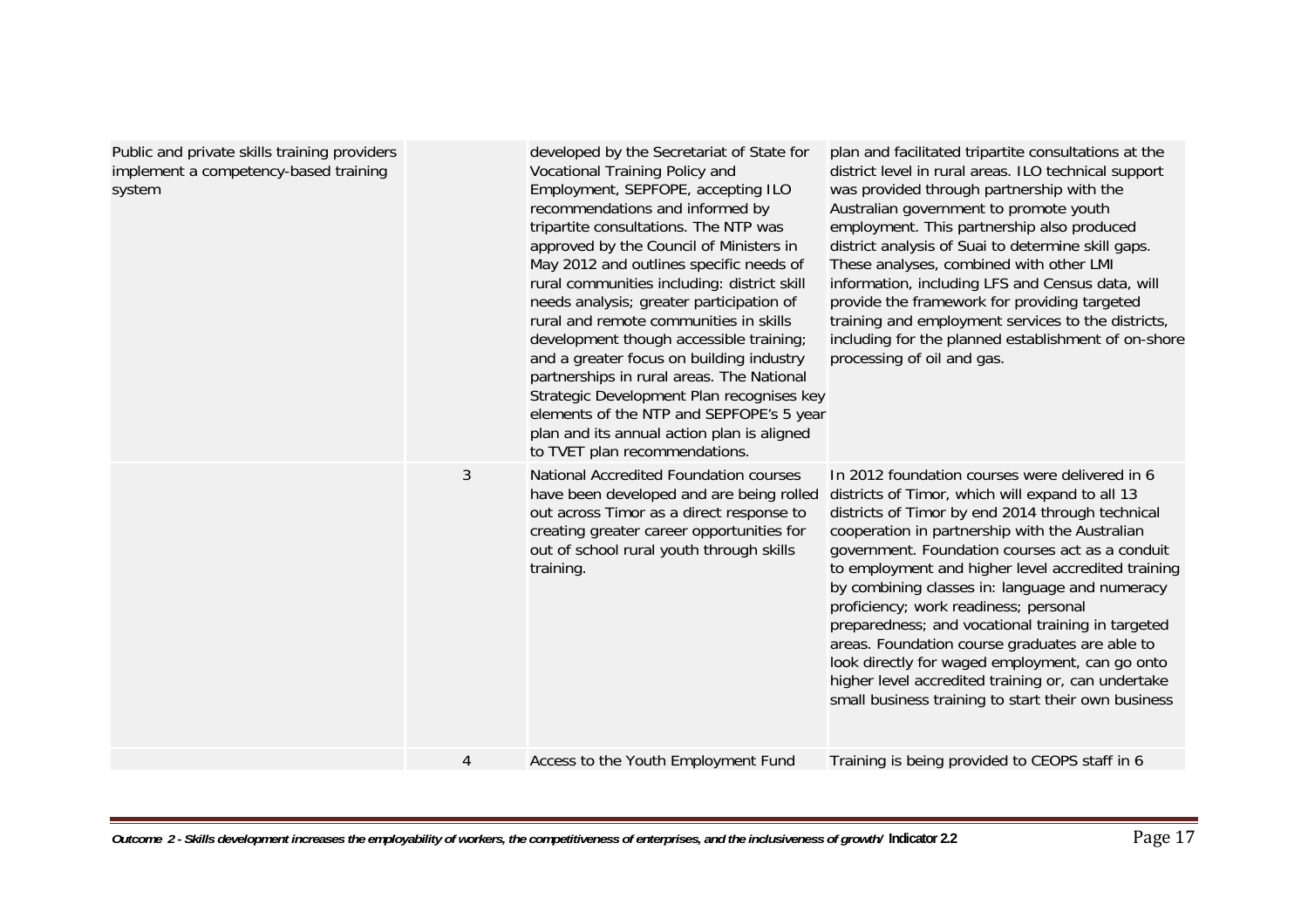| | | | |
|---|---|---|---|
| Public and private skills training providers implement a competency-based training system | | developed by the Secretariat of State for Vocational Training Policy and Employment, SEPFOPE, accepting ILO recommendations and informed by tripartite consultations. The NTP was approved by the Council of Ministers in May 2012 and outlines specific needs of rural communities including: district skill needs analysis; greater participation of rural and remote communities in skills development though accessible training; and a greater focus on building industry partnerships in rural areas. The National Strategic Development Plan recognises key elements of the NTP and SEPFOPE's 5 year plan and its annual action plan is aligned to TVET plan recommendations. | plan and facilitated tripartite consultations at the district level in rural areas. ILO technical support was provided through partnership with the Australian government to promote youth employment. This partnership also produced district analysis of Suai to determine skill gaps. These analyses, combined with other LMI information, including LFS and Census data, will provide the framework for providing targeted training and employment services to the districts, including for the planned establishment of on-shore processing of oil and gas. |
| | 3 | National Accredited Foundation courses have been developed and are being rolled out across Timor as a direct response to creating greater career opportunities for out of school rural youth through skills training. | In 2012 foundation courses were delivered in 6 districts of Timor, which will expand to all 13 districts of Timor by end 2014 through technical cooperation in partnership with the Australian government. Foundation courses act as a conduit to employment and higher level accredited training by combining classes in: language and numeracy proficiency; work readiness; personal preparedness; and vocational training in targeted areas. Foundation course graduates are able to look directly for waged employment, can go onto higher level accredited training or, can undertake small business training to start their own business |
| | 4 | Access to the Youth Employment Fund | Training is being provided to CEOPS staff in 6 |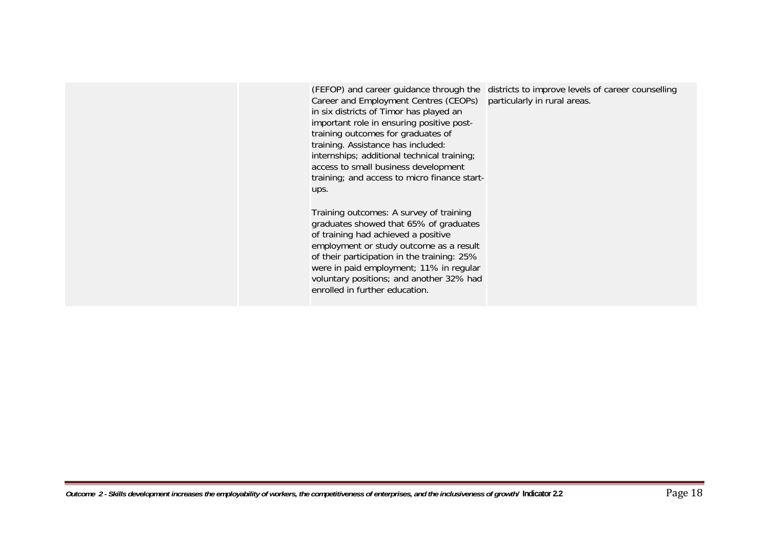|  |  |  |  |
|---|---|---|---|
|  |  | (FEFOP) and career guidance through the Career and Employment Centres (CEOPs) in six districts of Timor has played an important role in ensuring positive post-training outcomes for graduates of training. Assistance has included: internships; additional technical training; access to small business development training; and access to micro finance start-ups.<br><br>Training outcomes: A survey of training graduates showed that 65% of graduates of training had achieved a positive employment or study outcome as a result of their participation in the training: 25% were in paid employment; 11% in regular voluntary positions; and another 32% had enrolled in further education. | districts to improve levels of career counselling particularly in rural areas. |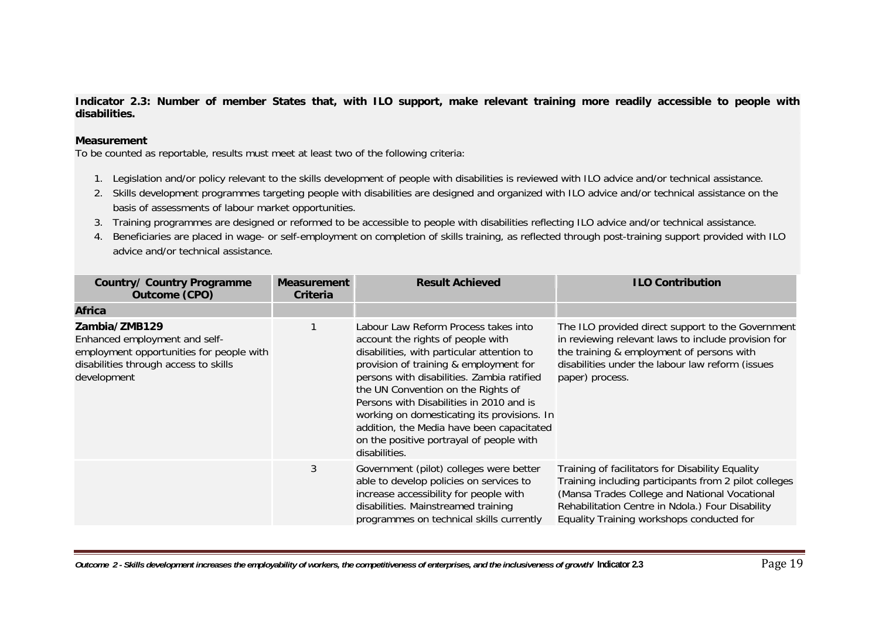**Indicator 2.3: Number of member States that, with ILO support, make relevant training more readily accessible to people with disabilities.**

**Measurement**

To be counted as reportable, results must meet at least two of the following criteria:

1. Legislation and/or policy relevant to the skills development of people with disabilities is reviewed with ILO advice and/or technical assistance.
2. Skills development programmes targeting people with disabilities are designed and organized with ILO advice and/or technical assistance on the basis of assessments of labour market opportunities.
3. Training programmes are designed or reformed to be accessible to people with disabilities reflecting ILO advice and/or technical assistance.
4. Beneficiaries are placed in wage- or self-employment on completion of skills training, as reflected through post-training support provided with ILO advice and/or technical assistance.

| Country/ Country Programme Outcome (CPO) | Measurement Criteria | Result Achieved | ILO Contribution |
|---|---|---|---|
| **Africa** | | | |
| **Zambia/ZMB129**<br>Enhanced employment and self-employment opportunities for people with disabilities through access to skills development | 1 | Labour Law Reform Process takes into account the rights of people with disabilities, with particular attention to provision of training & employment for persons with disabilities. Zambia ratified the UN Convention on the Rights of Persons with Disabilities in 2010 and is working on domesticating its provisions. In addition, the Media have been capacitated on the positive portrayal of people with disabilities. | The ILO provided direct support to the Government in reviewing relevant laws to include provision for the training & employment of persons with disabilities under the labour law reform (issues paper) process. |
| | 3 | Government (pilot) colleges were better able to develop policies on services to increase accessibility for people with disabilities. Mainstreamed training programmes on technical skills currently | Training of facilitators for Disability Equality Training including participants from 2 pilot colleges (Mansa Trades College and National Vocational Rehabilitation Centre in Ndola.) Four Disability Equality Training workshops conducted for |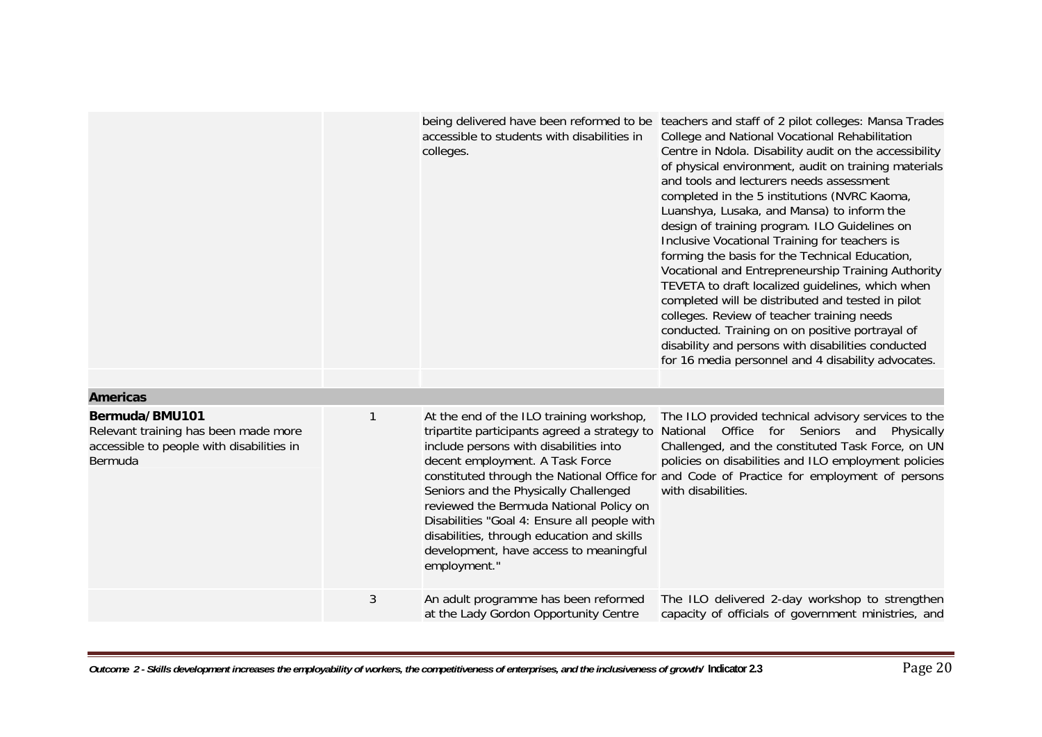| | | | |
|---|---|---|---|
| | | being delivered have been reformed to be accessible to students with disabilities in colleges. | teachers and staff of 2 pilot colleges: Mansa Trades College and National Vocational Rehabilitation Centre in Ndola. Disability audit on the accessibility of physical environment, audit on training materials and tools and lecturers needs assessment completed in the 5 institutions (NVRC Kaoma, Luanshya, Lusaka, and Mansa) to inform the design of training program. ILO Guidelines on Inclusive Vocational Training for teachers is forming the basis for the Technical Education, Vocational and Entrepreneurship Training Authority TEVETA to draft localized guidelines, which when completed will be distributed and tested in pilot colleges. Review of teacher training needs conducted. Training on on positive portrayal of disability and persons with disabilities conducted for 16 media personnel and 4 disability advocates. |
| | | | |
| **Americas** | | | |
| **Bermuda/BMU101**<br>Relevant training has been made more accessible to people with disabilities in Bermuda | 1 | At the end of the ILO training workshop, tripartite participants agreed a strategy to include persons with disabilities into decent employment. A Task Force constituted through the National Office for Seniors and the Physically Challenged reviewed the Bermuda National Policy on Disabilities "Goal 4: Ensure all people with disabilities, through education and skills development, have access to meaningful employment." | The ILO provided technical advisory services to the National Office for Seniors and Physically Challenged, and the constituted Task Force, on UN policies on disabilities and ILO employment policies and Code of Practice for employment of persons with disabilities. |
| | 3 | An adult programme has been reformed at the Lady Gordon Opportunity Centre | The ILO delivered 2-day workshop to strengthen capacity of officials of government ministries, and |

*Outcome 2 - Skills development increases the employability of workers, the competitiveness of enterprises, and the inclusiveness of growth/* **Indicator 2.3**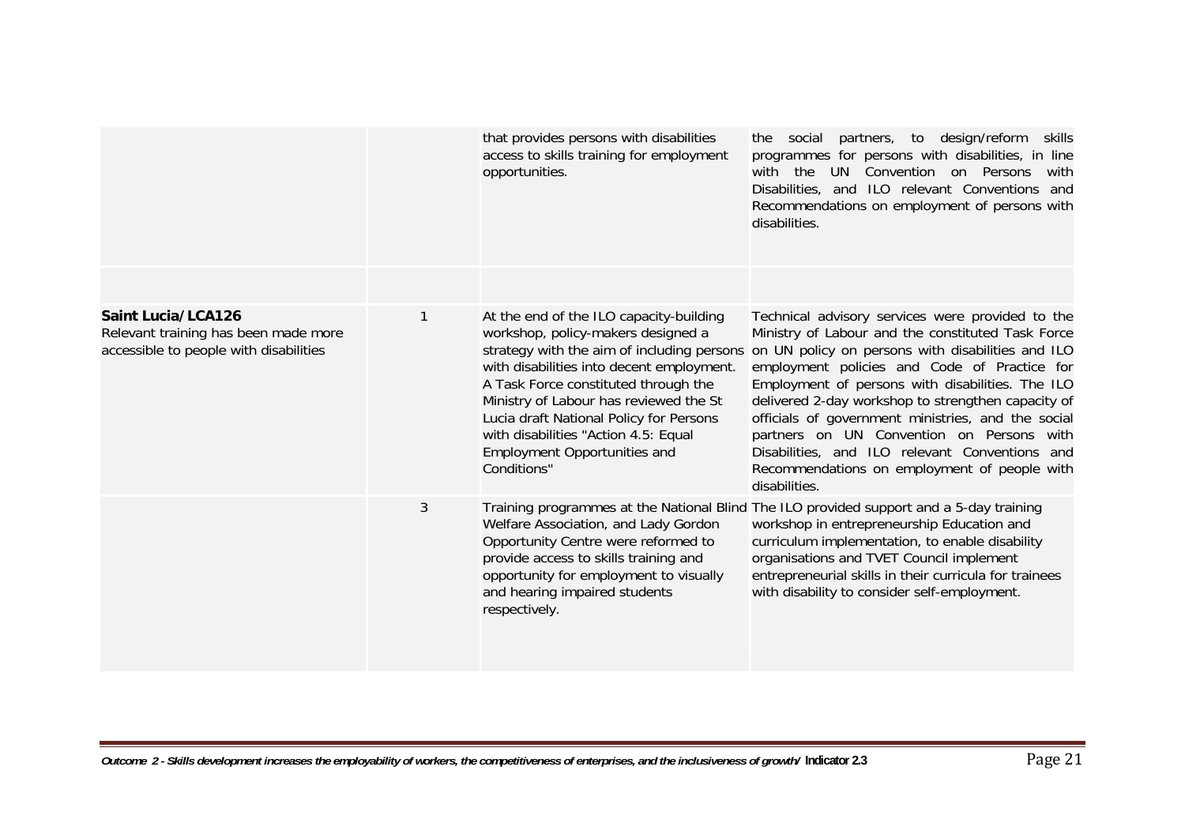| | | | |
|---|---|---|---|
| | | that provides persons with disabilities access to skills training for employment opportunities. | the social partners, to design/reform skills programmes for persons with disabilities, in line with the UN Convention on Persons with Disabilities, and ILO relevant Conventions and Recommendations on employment of persons with disabilities. |
| | | | |
| **Saint Lucia/LCA126**<br>Relevant training has been made more accessible to people with disabilities | 1 | At the end of the ILO capacity-building workshop, policy-makers designed a strategy with the aim of including persons with disabilities into decent employment. A Task Force constituted through the Ministry of Labour has reviewed the St Lucia draft National Policy for Persons with disabilities "Action 4.5: Equal Employment Opportunities and Conditions" | Technical advisory services were provided to the Ministry of Labour and the constituted Task Force on UN policy on persons with disabilities and ILO employment policies and Code of Practice for Employment of persons with disabilities. The ILO delivered 2-day workshop to strengthen capacity of officials of government ministries, and the social partners on UN Convention on Persons with Disabilities, and ILO relevant Conventions and Recommendations on employment of people with disabilities. |
| | 3 | Training programmes at the National Blind Welfare Association, and Lady Gordon Opportunity Centre were reformed to provide access to skills training and opportunity for employment to visually and hearing impaired students respectively. | The ILO provided support and a 5-day training workshop in entrepreneurship Education and curriculum implementation, to enable disability organisations and TVET Council implement entrepreneurial skills in their curricula for trainees with disability to consider self-employment. |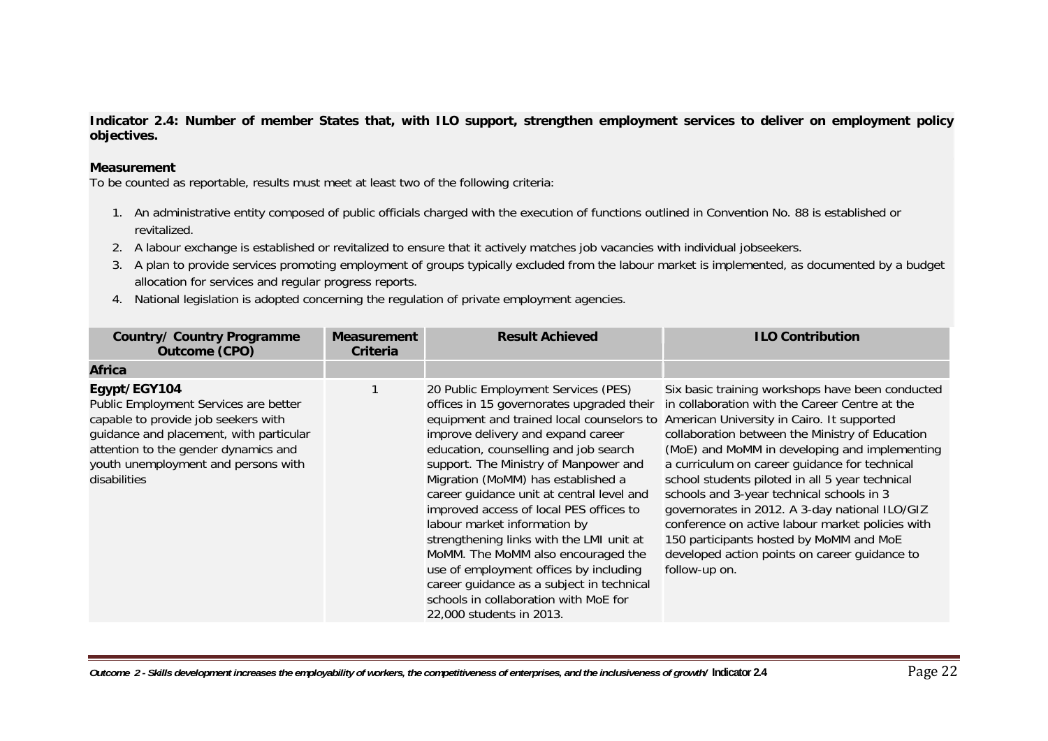**Indicator 2.4: Number of member States that, with ILO support, strengthen employment services to deliver on employment policy objectives.**

**Measurement**

To be counted as reportable, results must meet at least two of the following criteria:

1. An administrative entity composed of public officials charged with the execution of functions outlined in Convention No. 88 is established or revitalized.
2. A labour exchange is established or revitalized to ensure that it actively matches job vacancies with individual jobseekers.
3. A plan to provide services promoting employment of groups typically excluded from the labour market is implemented, as documented by a budget allocation for services and regular progress reports.
4. National legislation is adopted concerning the regulation of private employment agencies.

| Country/ Country Programme Outcome (CPO) | Measurement Criteria | Result Achieved | ILO Contribution |
|---|---|---|---|
| **Africa** | | | |
| **Egypt/EGY104**<br>Public Employment Services are better capable to provide job seekers with guidance and placement, with particular attention to the gender dynamics and youth unemployment and persons with disabilities | 1 | 20 Public Employment Services (PES) offices in 15 governorates upgraded their equipment and trained local counselors to improve delivery and expand career education, counselling and job search support. The Ministry of Manpower and Migration (MoMM) has established a career guidance unit at central level and improved access of local PES offices to labour market information by strengthening links with the LMI unit at MoMM. The MoMM also encouraged the use of employment offices by including career guidance as a subject in technical schools in collaboration with MoE for 22,000 students in 2013. | Six basic training workshops have been conducted in collaboration with the Career Centre at the American University in Cairo. It supported collaboration between the Ministry of Education (MoE) and MoMM in developing and implementing a curriculum on career guidance for technical school students piloted in all 5 year technical schools and 3-year technical schools in 3 governorates in 2012. A 3-day national ILO/GIZ conference on active labour market policies with 150 participants hosted by MoMM and MoE developed action points on career guidance to follow-up on. |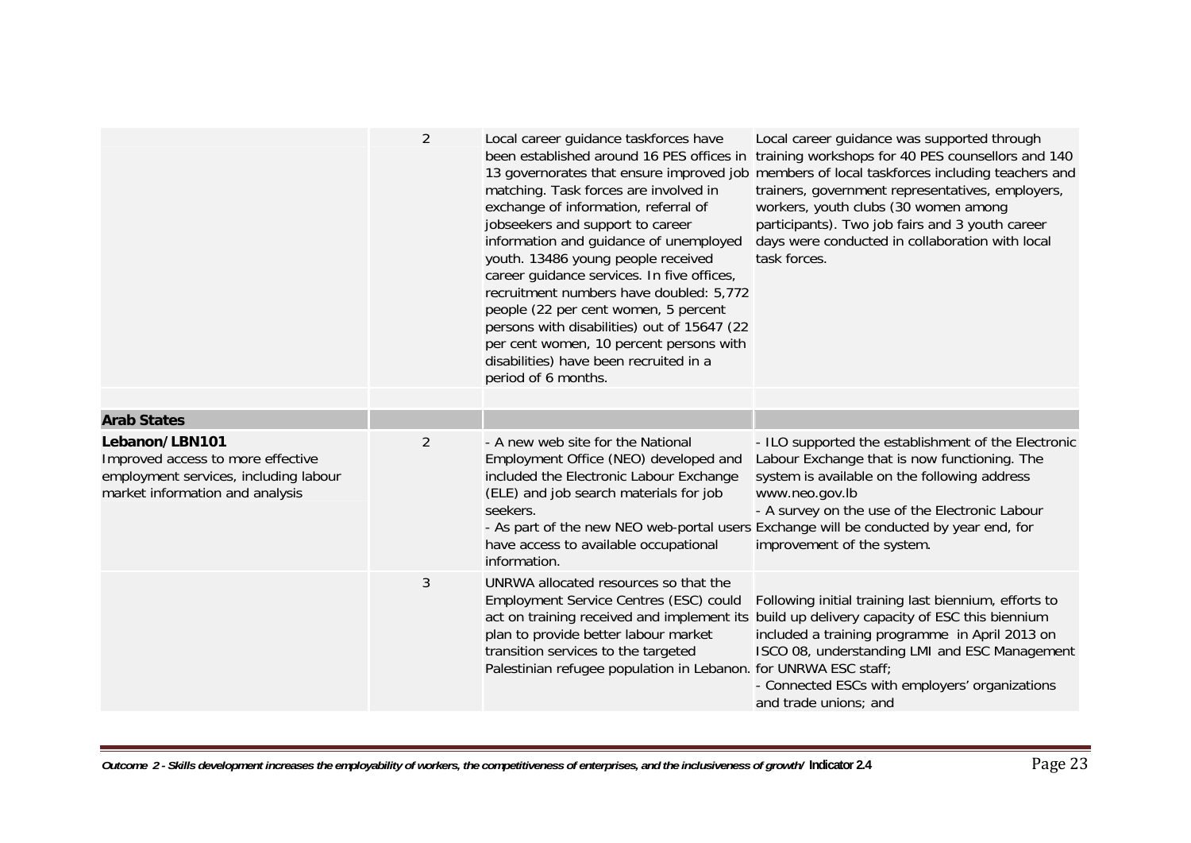| | | | |
|---|---|---|---|
| | 2 | Local career guidance taskforces have been established around 16 PES offices in 13 governorates that ensure improved job matching. Task forces are involved in exchange of information, referral of jobseekers and support to career information and guidance of unemployed youth. 13486 young people received career guidance services. In five offices, recruitment numbers have doubled: 5,772 people (22 per cent women, 5 percent persons with disabilities) out of 15647 (22 per cent women, 10 percent persons with disabilities) have been recruited in a period of 6 months. | Local career guidance was supported through training workshops for 40 PES counsellors and 140 members of local taskforces including teachers and trainers, government representatives, employers, workers, youth clubs (30 women among participants). Two job fairs and 3 youth career days were conducted in collaboration with local task forces. |
| | | | |
| **Arab States** | | | |
| **Lebanon/LBN101**<br>Improved access to more effective employment services, including labour market information and analysis | 2 | - A new web site for the National Employment Office (NEO) developed and included the Electronic Labour Exchange (ELE) and job search materials for job seekers.<br>- As part of the new NEO web-portal users have access to available occupational information. | - ILO supported the establishment of the Electronic Labour Exchange that is now functioning. The system is available on the following address www.neo.gov.lb<br>- A survey on the use of the Electronic Labour Exchange will be conducted by year end, for improvement of the system. |
| | 3 | UNRWA allocated resources so that the Employment Service Centres (ESC) could act on training received and implement its plan to provide better labour market transition services to the targeted Palestinian refugee population in Lebanon. | Following initial training last biennium, efforts to build up delivery capacity of ESC this biennium included a training programme in April 2013 on ISCO 08, understanding LMI and ESC Management for UNRWA ESC staff;<br>- Connected ESCs with employers' organizations and trade unions; and |

*Outcome 2 - Skills development increases the employability of workers, the competitiveness of enterprises, and the inclusiveness of growth/* **Indicator 2.4**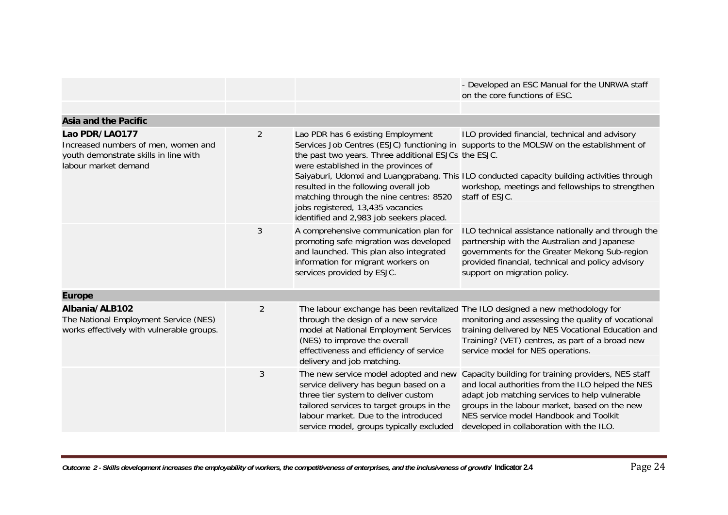| | | | |
|---|---|---|---|
| | | | - Developed an ESC Manual for the UNRWA staff on the core functions of ESC. |
| | | | |
| **Asia and the Pacific** | | | |
| **Lao PDR/LAO177**<br>Increased numbers of men, women and youth demonstrate skills in line with labour market demand | 2 | Lao PDR has 6 existing Employment Services Job Centres (ESJC) functioning in the past two years. Three additional ESJCs were established in the provinces of Saiyaburi, Udomxi and Luangprabang. This resulted in the following overall job matching through the nine centres: 8520 jobs registered, 13,435 vacancies identified and 2,983 job seekers placed. | ILO provided financial, technical and advisory supports to the MOLSW on the establishment of the ESJC.<br><br>ILO conducted capacity building activities through workshop, meetings and fellowships to strengthen staff of ESJC. |
| | 3 | A comprehensive communication plan for promoting safe migration was developed and launched. This plan also integrated information for migrant workers on services provided by ESJC. | ILO technical assistance nationally and through the partnership with the Australian and Japanese governments for the Greater Mekong Sub-region provided financial, technical and policy advisory support on migration policy. |
| **Europe** | | | |
| **Albania/ALB102**<br>The National Employment Service (NES) works effectively with vulnerable groups. | 2 | The labour exchange has been revitalized through the design of a new service model at National Employment Services (NES) to improve the overall effectiveness and efficiency of service delivery and job matching. | The ILO designed a new methodology for monitoring and assessing the quality of vocational training delivered by NES Vocational Education and Training? (VET) centres, as part of a broad new service model for NES operations. |
| | 3 | The new service model adopted and new service delivery has begun based on a three tier system to deliver custom tailored services to target groups in the labour market. Due to the introduced service model, groups typically excluded | Capacity building for training providers, NES staff and local authorities from the ILO helped the NES adapt job matching services to help vulnerable groups in the labour market, based on the new NES service model Handbook and Toolkit developed in collaboration with the ILO. |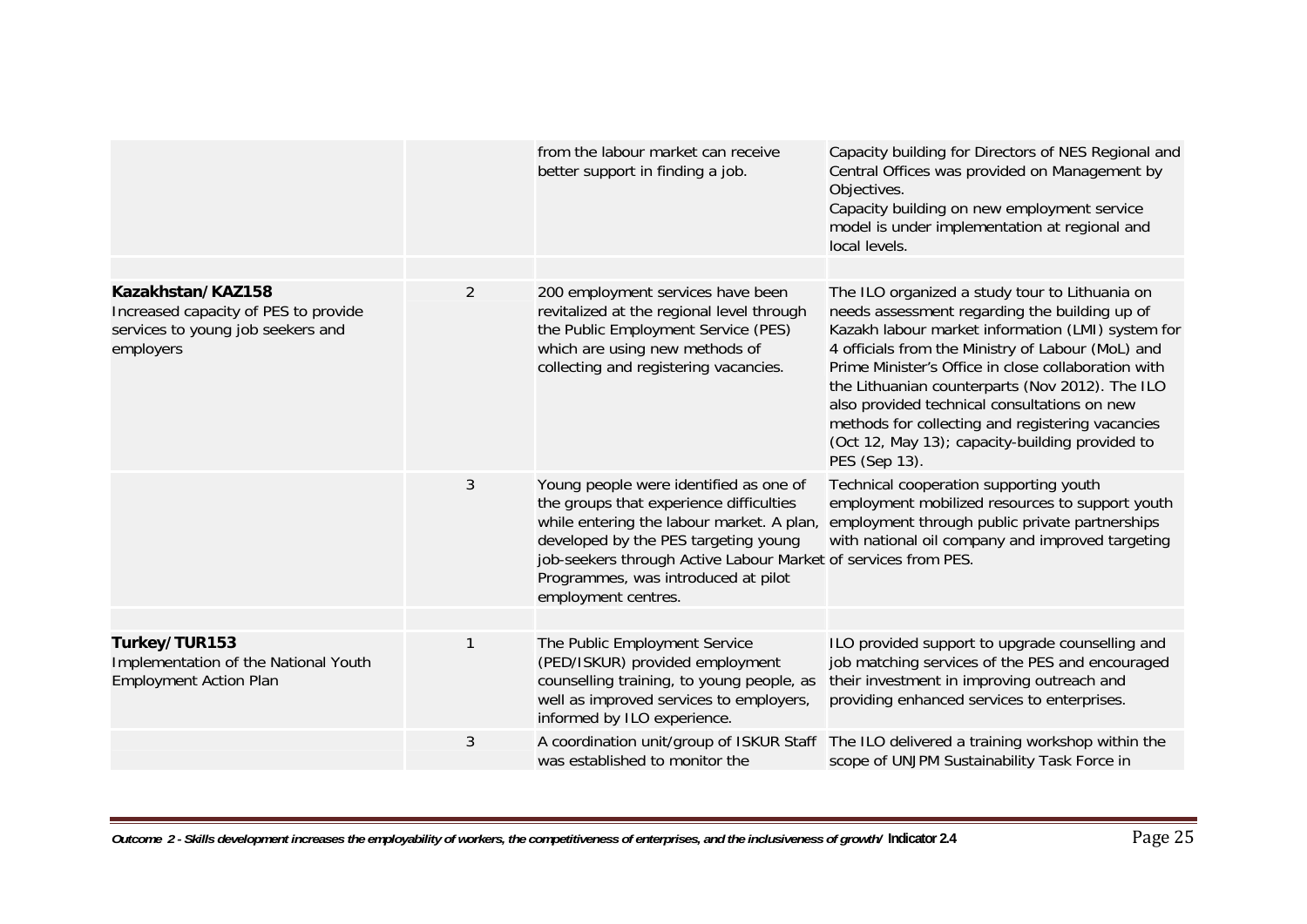| | | | |
|---|---|---|---|
| | | from the labour market can receive better support in finding a job. | Capacity building for Directors of NES Regional and Central Offices was provided on Management by Objectives.<br>Capacity building on new employment service model is under implementation at regional and local levels. |
| | | | |
| **Kazakhstan/KAZ158**<br>Increased capacity of PES to provide services to young job seekers and employers | 2 | 200 employment services have been revitalized at the regional level through the Public Employment Service (PES) which are using new methods of collecting and registering vacancies. | The ILO organized a study tour to Lithuania on needs assessment regarding the building up of Kazakh labour market information (LMI) system for 4 officials from the Ministry of Labour (MoL) and Prime Minister's Office in close collaboration with the Lithuanian counterparts (Nov 2012). The ILO also provided technical consultations on new methods for collecting and registering vacancies (Oct 12, May 13); capacity-building provided to PES (Sep 13). |
| | 3 | Young people were identified as one of the groups that experience difficulties while entering the labour market. A plan, developed by the PES targeting young job-seekers through Active Labour Market Programmes, was introduced at pilot employment centres. | Technical cooperation supporting youth employment mobilized resources to support youth employment through public private partnerships with national oil company and improved targeting of services from PES. |
| | | | |
| **Turkey/TUR153**<br>Implementation of the National Youth Employment Action Plan | 1 | The Public Employment Service (PED/ISKUR) provided employment counselling training, to young people, as well as improved services to employers, informed by ILO experience. | ILO provided support to upgrade counselling and job matching services of the PES and encouraged their investment in improving outreach and providing enhanced services to enterprises. |
| | 3 | A coordination unit/group of ISKUR Staff was established to monitor the | The ILO delivered a training workshop within the scope of UNJPM Sustainability Task Force in |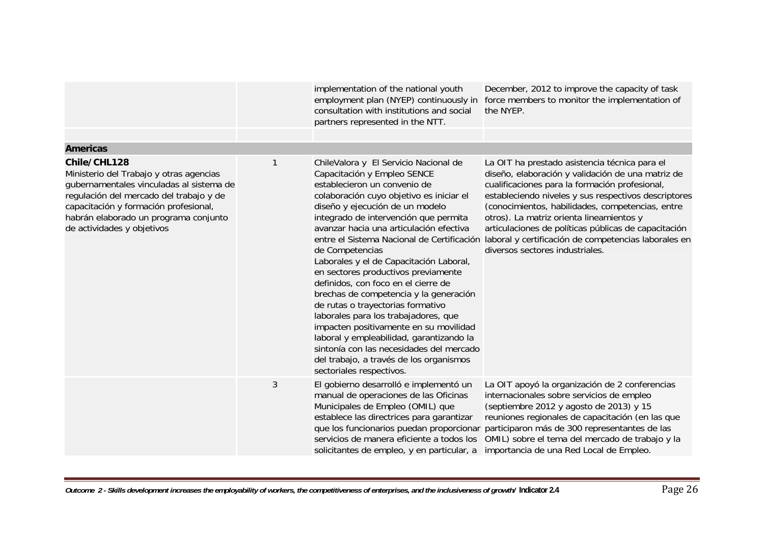| | | | |
|---|---|---|---|
| | | implementation of the national youth employment plan (NYEP) continuously in consultation with institutions and social partners represented in the NTT. | December, 2012 to improve the capacity of task force members to monitor the implementation of the NYEP. |
| | | | |
| **Americas** | | | |
| **Chile/CHL128**<br>Ministerio del Trabajo y otras agencias gubernamentales vinculadas al sistema de regulación del mercado del trabajo y de capacitación y formación profesional, habrán elaborado un programa conjunto de actividades y objetivos | 1 | ChileValora y El Servicio Nacional de Capacitación y Empleo SENCE establecieron un convenio de colaboración cuyo objetivo es iniciar el diseño y ejecución de un modelo integrado de intervención que permita avanzar hacia una articulación efectiva entre el Sistema Nacional de Certificación de Competencias<br>Laborales y el de Capacitación Laboral, en sectores productivos previamente definidos, con foco en el cierre de brechas de competencia y la generación de rutas o trayectorias formativo laborales para los trabajadores, que impacten positivamente en su movilidad laboral y empleabilidad, garantizando la sintonía con las necesidades del mercado del trabajo, a través de los organismos sectoriales respectivos. | La OIT ha prestado asistencia técnica para el diseño, elaboración y validación de una matriz de cualificaciones para la formación profesional, estableciendo niveles y sus respectivos descriptores (conocimientos, habilidades, competencias, entre otros). La matriz orienta lineamientos y articulaciones de políticas públicas de capacitación laboral y certificación de competencias laborales en diversos sectores industriales. |
| | 3 | El gobierno desarrolló e implementó un manual de operaciones de las Oficinas Municipales de Empleo (OMIL) que establece las directrices para garantizar que los funcionarios puedan proporcionar servicios de manera eficiente a todos los solicitantes de empleo, y en particular, a | La OIT apoyó la organización de 2 conferencias internacionales sobre servicios de empleo (septiembre 2012 y agosto de 2013) y 15 reuniones regionales de capacitación (en las que participaron más de 300 representantes de las OMIL) sobre el tema del mercado de trabajo y la importancia de una Red Local de Empleo. |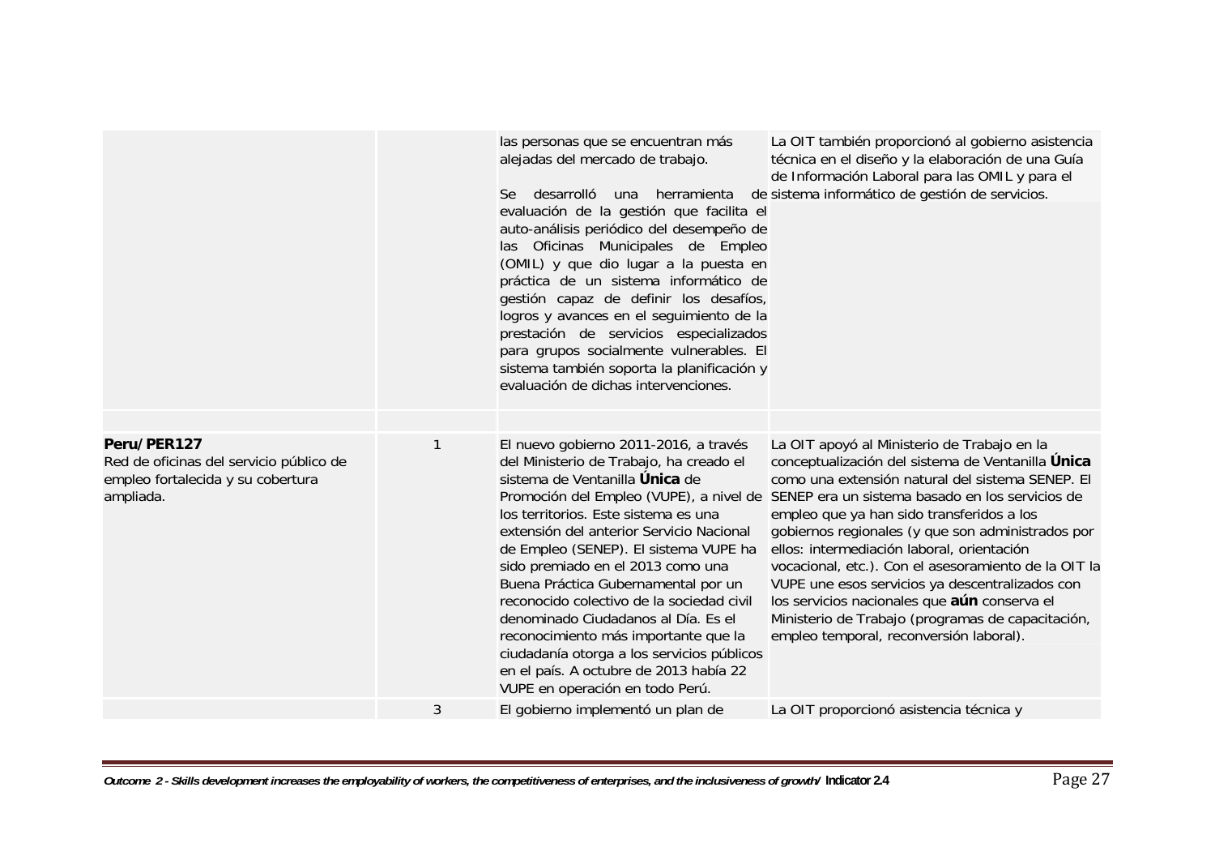| | | | |
|---|---|---|---|
| | | las personas que se encuentran más alejadas del mercado de trabajo.<br><br>Se desarrolló una herramienta de evaluación de la gestión que facilita el auto-análisis periódico del desempeño de las Oficinas Municipales de Empleo (OMIL) y que dio lugar a la puesta en práctica de un sistema informático de gestión capaz de definir los desafíos, logros y avances en el seguimiento de la prestación de servicios especializados para grupos socialmente vulnerables. El sistema también soporta la planificación y evaluación de dichas intervenciones. | La OIT también proporcionó al gobierno asistencia técnica en el diseño y la elaboración de una Guía de Información Laboral para las OMIL y para el sistema informático de gestión de servicios. |
| | | | |
| **Peru/PER127**<br>Red de oficinas del servicio público de empleo fortalecida y su cobertura ampliada. | 1 | El nuevo gobierno 2011-2016, a través del Ministerio de Trabajo, ha creado el sistema de Ventanilla **Única** de Promoción del Empleo (VUPE), a nivel de los territorios. Este sistema es una extensión del anterior Servicio Nacional de Empleo (SENEP). El sistema VUPE ha sido premiado en el 2013 como una Buena Práctica Gubernamental por un reconocido colectivo de la sociedad civil denominado Ciudadanos al Día. Es el reconocimiento más importante que la ciudadanía otorga a los servicios públicos en el país. A octubre de 2013 había 22 VUPE en operación en todo Perú. | La OIT apoyó al Ministerio de Trabajo en la conceptualización del sistema de Ventanilla **Única** como una extensión natural del sistema SENEP. El SENEP era un sistema basado en los servicios de empleo que ya han sido transferidos a los gobiernos regionales (y que son administrados por ellos: intermediación laboral, orientación vocacional, etc.). Con el asesoramiento de la OIT la VUPE une esos servicios ya descentralizados con los servicios nacionales que **aún** conserva el Ministerio de Trabajo (programas de capacitación, empleo temporal, reconversión laboral). |
| | 3 | El gobierno implementó un plan de | La OIT proporcionó asistencia técnica y |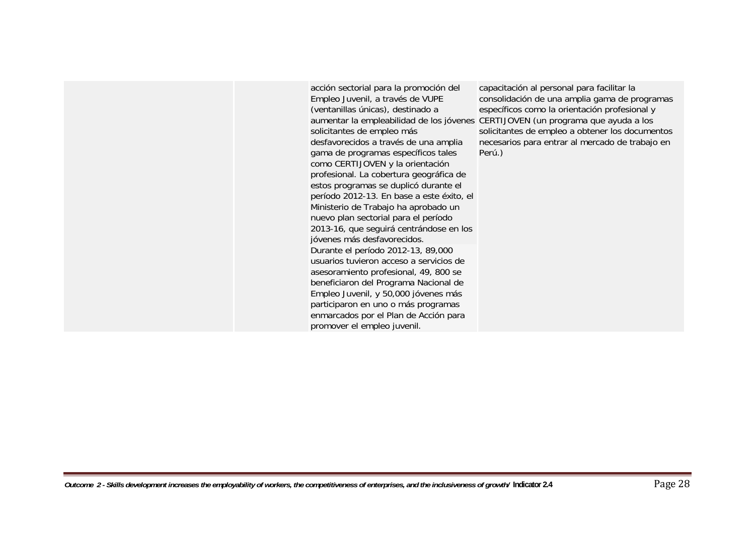| | | | |
|---|---|---|---|
| | | acción sectorial para la promoción del Empleo Juvenil, a través de VUPE (ventanillas únicas), destinado a aumentar la empleabilidad de los jóvenes solicitantes de empleo más desfavorecidos a través de una amplia gama de programas específicos tales como CERTIJOVEN y la orientación profesional. La cobertura geográfica de estos programas se duplicó durante el período 2012-13. En base a este éxito, el Ministerio de Trabajo ha aprobado un nuevo plan sectorial para el período 2013-16, que seguirá centrándose en los jóvenes más desfavorecidos.<br>Durante el período 2012-13, 89,000 usuarios tuvieron acceso a servicios de asesoramiento profesional, 49, 800 se beneficiaron del Programa Nacional de Empleo Juvenil, y 50,000 jóvenes más participaron en uno o más programas enmarcados por el Plan de Acción para promover el empleo juvenil. | capacitación al personal para facilitar la consolidación de una amplia gama de programas específicos como la orientación profesional y CERTIJOVEN (un programa que ayuda a los solicitantes de empleo a obtener los documentos necesarios para entrar al mercado de trabajo en Perú.) |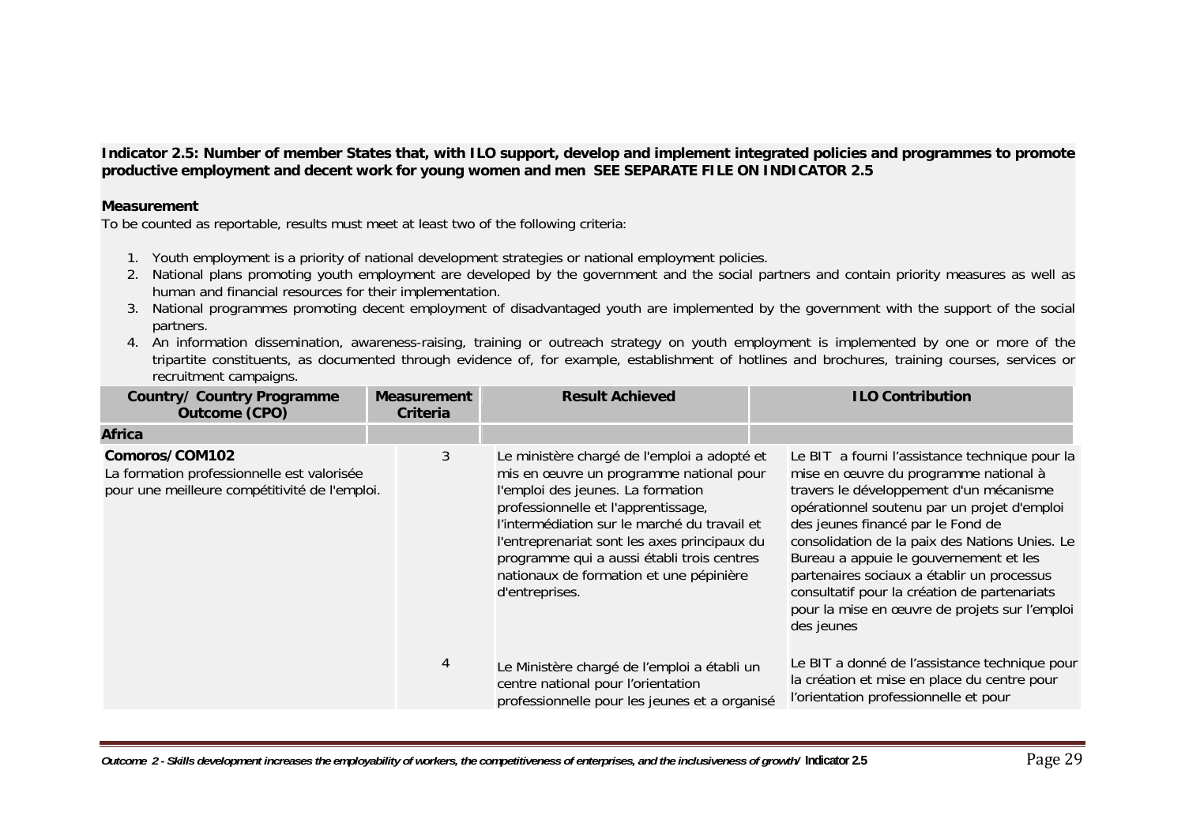**Indicator 2.5: Number of member States that, with ILO support, develop and implement integrated policies and programmes to promote productive employment and decent work for young women and men SEE SEPARATE FILE ON INDICATOR 2.5**

**Measurement**

To be counted as reportable, results must meet at least two of the following criteria:

1. Youth employment is a priority of national development strategies or national employment policies.
2. National plans promoting youth employment are developed by the government and the social partners and contain priority measures as well as human and financial resources for their implementation.
3. National programmes promoting decent employment of disadvantaged youth are implemented by the government with the support of the social partners.
4. An information dissemination, awareness-raising, training or outreach strategy on youth employment is implemented by one or more of the tripartite constituents, as documented through evidence of, for example, establishment of hotlines and brochures, training courses, services or recruitment campaigns.

| Country/ Country Programme Outcome (CPO) | Measurement Criteria | Result Achieved | ILO Contribution |
|---|---|---|---|
| **Africa** | | | |
| **Comoros/COM102**<br>La formation professionnelle est valorisée pour une meilleure compétitivité de l'emploi. | 3 | Le ministère chargé de l'emploi a adopté et mis en œuvre un programme national pour l'emploi des jeunes. La formation professionnelle et l'apprentissage, l'intermédiation sur le marché du travail et l'entreprenariat sont les axes principaux du programme qui a aussi établi trois centres nationaux de formation et une pépinière d'entreprises. | Le BIT a fourni l'assistance technique pour la mise en œuvre du programme national à travers le développement d'un mécanisme opérationnel soutenu par un projet d'emploi des jeunes financé par le Fond de consolidation de la paix des Nations Unies. Le Bureau a appuie le gouvernement et les partenaires sociaux a établir un processus consultatif pour la création de partenariats pour la mise en œuvre de projets sur l'emploi des jeunes |
| | 4 | Le Ministère chargé de l'emploi a établi un centre national pour l'orientation professionnelle pour les jeunes et a organisé | Le BIT a donné de l'assistance technique pour la création et mise en place du centre pour l'orientation professionnelle et pour |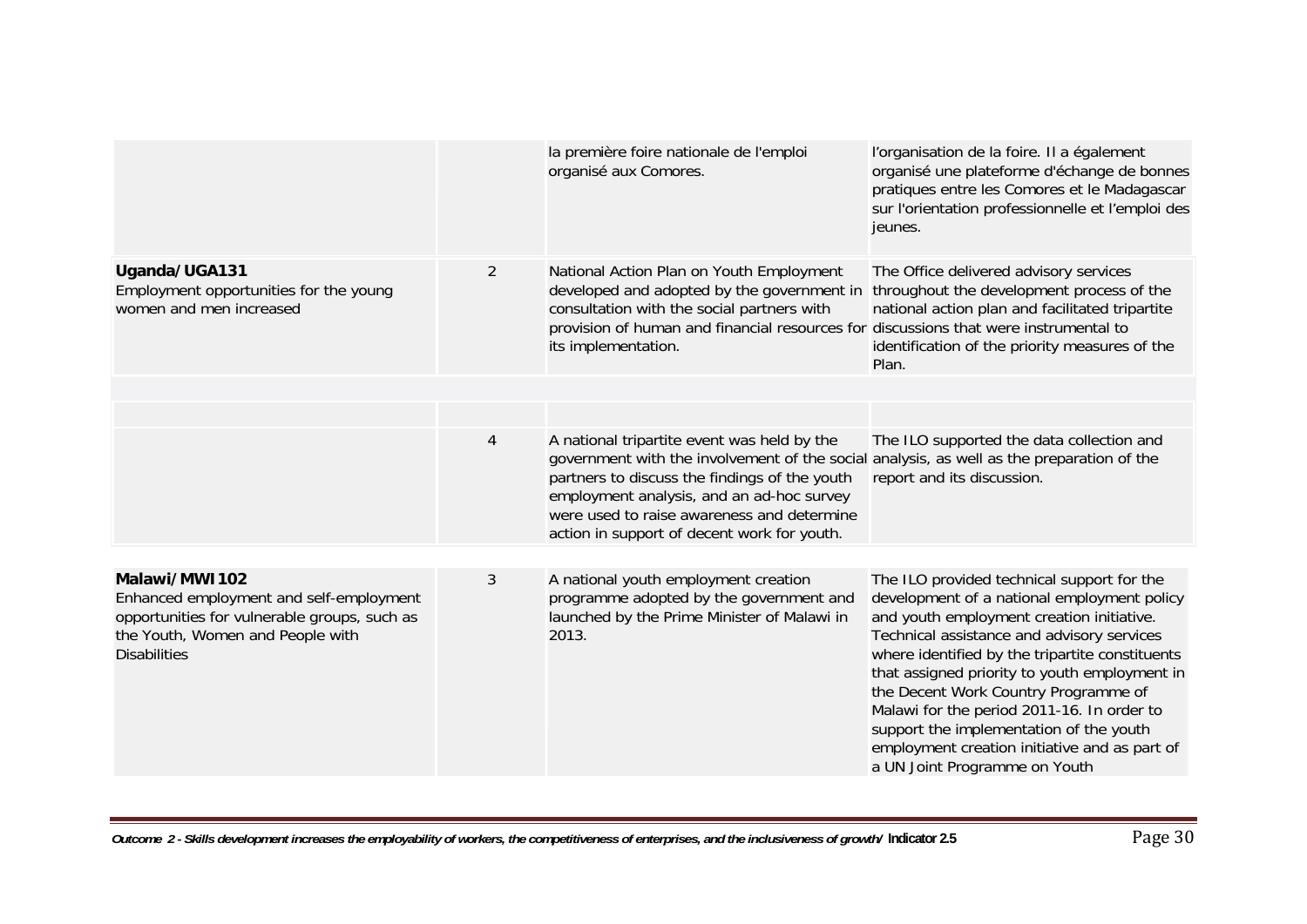| | | | |
|---|---|---|---|
| | | la première foire nationale de l'emploi organisé aux Comores. | l'organisation de la foire. Il a également organisé une plateforme d'échange de bonnes pratiques entre les Comores et le Madagascar sur l'orientation professionnelle et l'emploi des jeunes. |
| **Uganda/UGA131**<br>Employment opportunities for the young women and men increased | 2 | National Action Plan on Youth Employment developed and adopted by the government in consultation with the social partners with provision of human and financial resources for its implementation. | The Office delivered advisory services throughout the development process of the national action plan and facilitated tripartite discussions that were instrumental to identification of the priority measures of the Plan. |
| | | | |
| | | | |
| | 4 | A national tripartite event was held by the government with the involvement of the social partners to discuss the findings of the youth employment analysis, and an ad-hoc survey were used to raise awareness and determine action in support of decent work for youth. | The ILO supported the data collection and analysis, as well as the preparation of the report and its discussion. |
| **Malawi/MWI102**<br>Enhanced employment and self-employment opportunities for vulnerable groups, such as the Youth, Women and People with Disabilities | 3 | A national youth employment creation programme adopted by the government and launched by the Prime Minister of Malawi in 2013. | The ILO provided technical support for the development of a national employment policy and youth employment creation initiative. Technical assistance and advisory services where identified by the tripartite constituents that assigned priority to youth employment in the Decent Work Country Programme of Malawi for the period 2011-16. In order to support the implementation of the youth employment creation initiative and as part of a UN Joint Programme on Youth |

*Outcome 2 - Skills development increases the employability of workers, the competitiveness of enterprises, and the inclusiveness of growth/* **Indicator 2.5**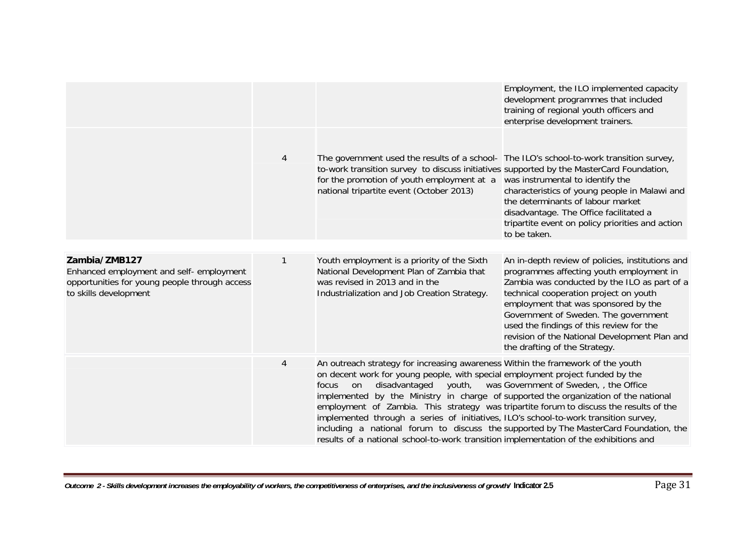| | | | |
|---|---|---|---|
| | | | Employment, the ILO implemented capacity development programmes that included training of regional youth officers and enterprise development trainers. |
| | 4 | The government used the results of a school-to-work transition survey to discuss initiatives for the promotion of youth employment at a national tripartite event (October 2013) | The ILO's school-to-work transition survey, supported by the MasterCard Foundation, was instrumental to identify the characteristics of young people in Malawi and the determinants of labour market disadvantage. The Office facilitated a tripartite event on policy priorities and action to be taken. |
| **Zambia/ZMB127**<br>Enhanced employment and self- employment opportunities for young people through access to skills development | 1 | Youth employment is a priority of the Sixth National Development Plan of Zambia that was revised in 2013 and in the Industrialization and Job Creation Strategy. | An in-depth review of policies, institutions and programmes affecting youth employment in Zambia was conducted by the ILO as part of a technical cooperation project on youth employment that was sponsored by the Government of Sweden. The government used the findings of this review for the revision of the National Development Plan and the drafting of the Strategy. |
| | 4 | An outreach strategy for increasing awareness on decent work for young people, with special focus on disadvantaged youth, was implemented by the Ministry in charge of employment of Zambia. This strategy was implemented through a series of initiatives, including a national forum to discuss the results of a national school-to-work transition | Within the framework of the youth employment project funded by the Government of Sweden, , the Office supported the organization of the national tripartite forum to discuss the results of the ILO's school-to-work transition survey, supported by The MasterCard Foundation, the implementation of the exhibitions and |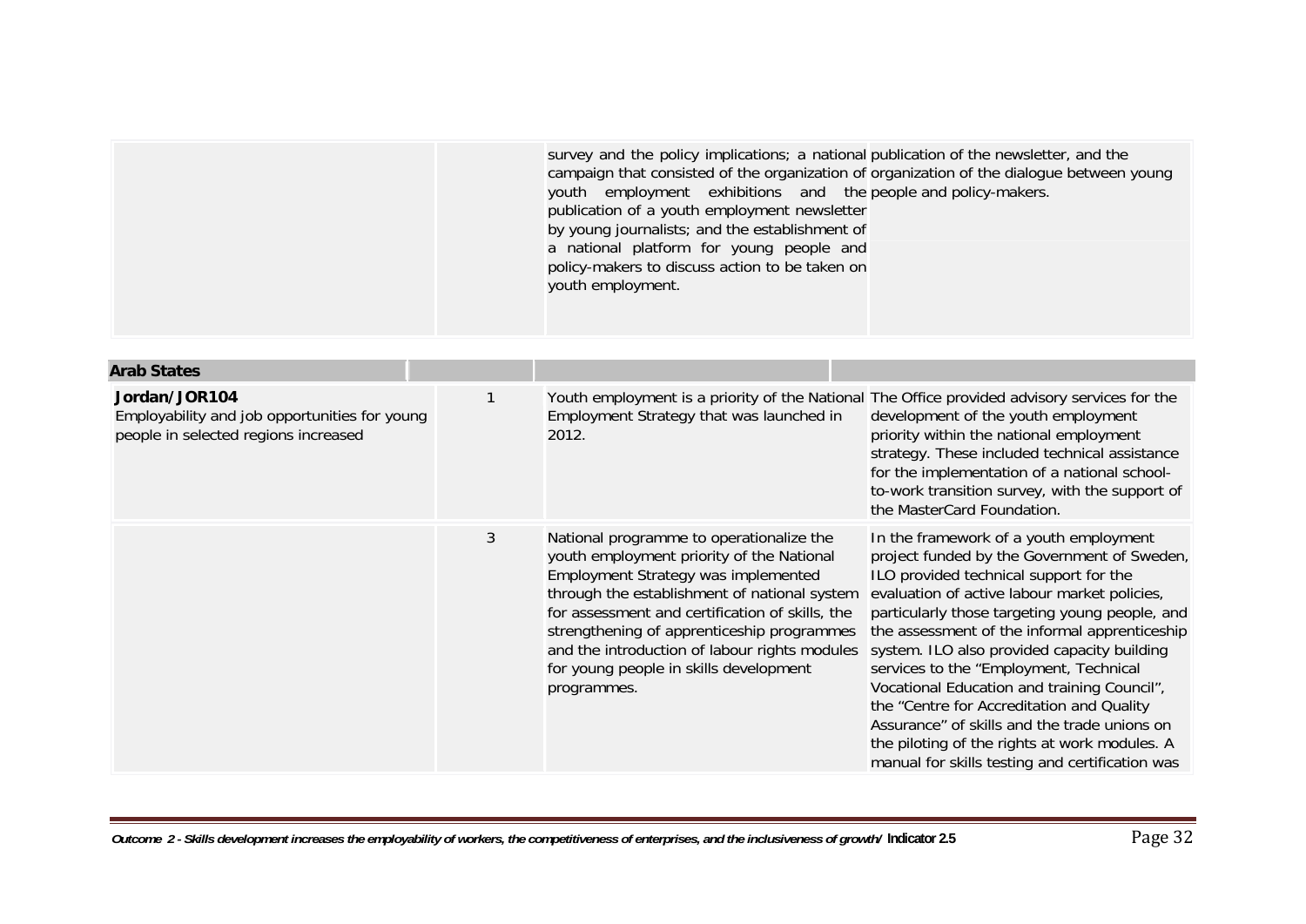| | | | |
|---|---|---|---|
| | | survey and the policy implications; a national campaign that consisted of the organization of youth employment exhibitions and the publication of a youth employment newsletter by young journalists; and the establishment of a national platform for young people and policy-makers to discuss action to be taken on youth employment. | publication of the newsletter, and the organization of the dialogue between young people and policy-makers. |

| **Arab States** | | | |
|---|---|---|---|
| **Jordan/JOR104**<br>Employability and job opportunities for young people in selected regions increased | 1 | Youth employment is a priority of the National Employment Strategy that was launched in 2012. | The Office provided advisory services for the development of the youth employment priority within the national employment strategy. These included technical assistance for the implementation of a national school-to-work transition survey, with the support of the MasterCard Foundation. |
| | 3 | National programme to operationalize the youth employment priority of the National Employment Strategy was implemented through the establishment of national system for assessment and certification of skills, the strengthening of apprenticeship programmes and the introduction of labour rights modules for young people in skills development programmes. | In the framework of a youth employment project funded by the Government of Sweden, ILO provided technical support for the evaluation of active labour market policies, particularly those targeting young people, and the assessment of the informal apprenticeship system. ILO also provided capacity building services to the "Employment, Technical Vocational Education and training Council", the "Centre for Accreditation and Quality Assurance" of skills and the trade unions on the piloting of the rights at work modules. A manual for skills testing and certification was |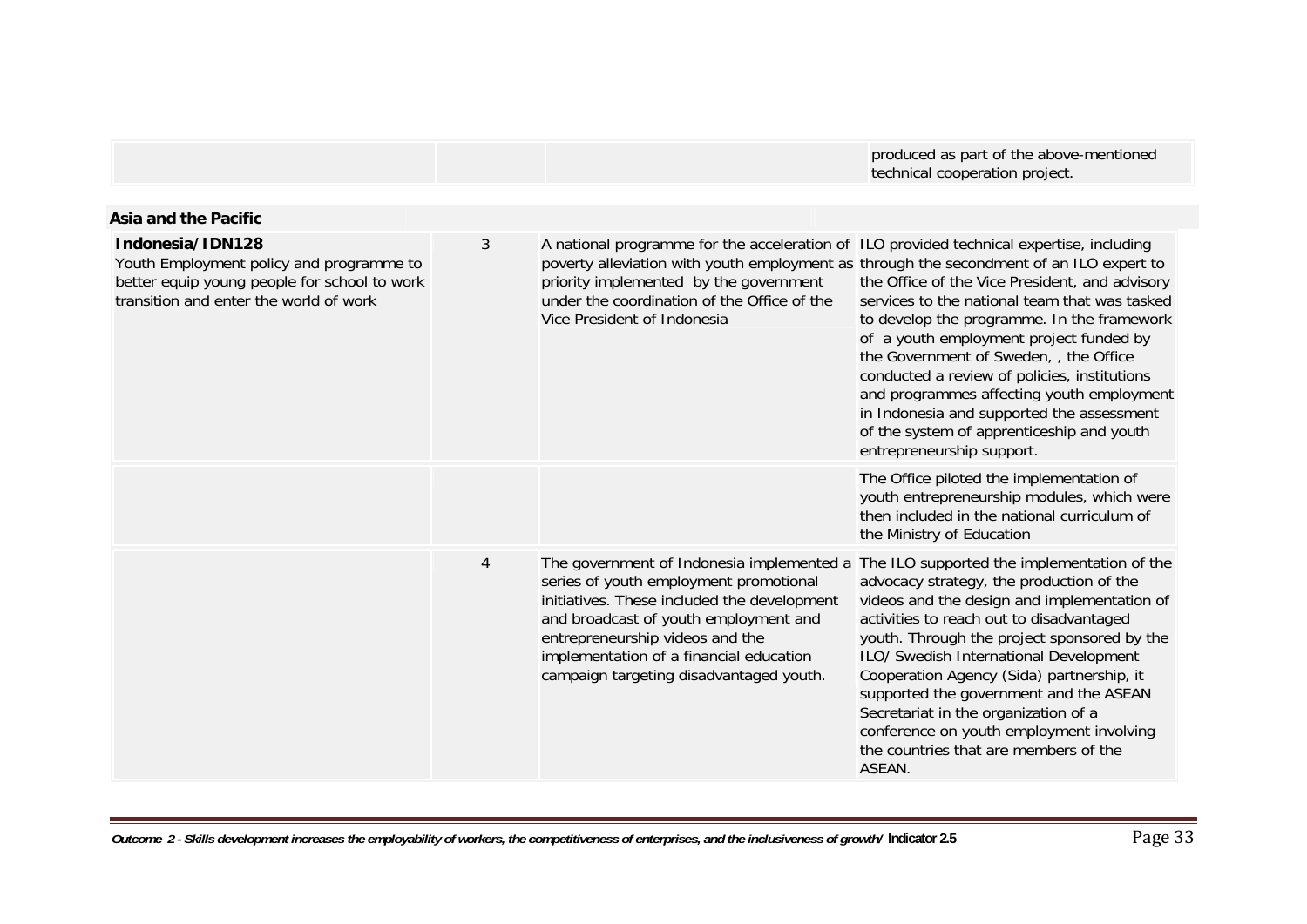| | | | produced as part of the above-mentioned technical cooperation project. |
|---|---|---|---|

**Asia and the Pacific**

| | | | |
|---|---|---|---|
| **Indonesia/IDN128** Youth Employment policy and programme to better equip young people for school to work transition and enter the world of work | 3 | A national programme for the acceleration of poverty alleviation with youth employment as priority implemented by the government under the coordination of the Office of the Vice President of Indonesia | ILO provided technical expertise, including through the secondment of an ILO expert to the Office of the Vice President, and advisory services to the national team that was tasked to develop the programme. In the framework of a youth employment project funded by the Government of Sweden, , the Office conducted a review of policies, institutions and programmes affecting youth employment in Indonesia and supported the assessment of the system of apprenticeship and youth entrepreneurship support. |
| | | | The Office piloted the implementation of youth entrepreneurship modules, which were then included in the national curriculum of the Ministry of Education |
| | 4 | The government of Indonesia implemented a series of youth employment promotional initiatives. These included the development and broadcast of youth employment and entrepreneurship videos and the implementation of a financial education campaign targeting disadvantaged youth. | The ILO supported the implementation of the advocacy strategy, the production of the videos and the design and implementation of activities to reach out to disadvantaged youth. Through the project sponsored by the ILO/ Swedish International Development Cooperation Agency (Sida) partnership, it supported the government and the ASEAN Secretariat in the organization of a conference on youth employment involving the countries that are members of the ASEAN. |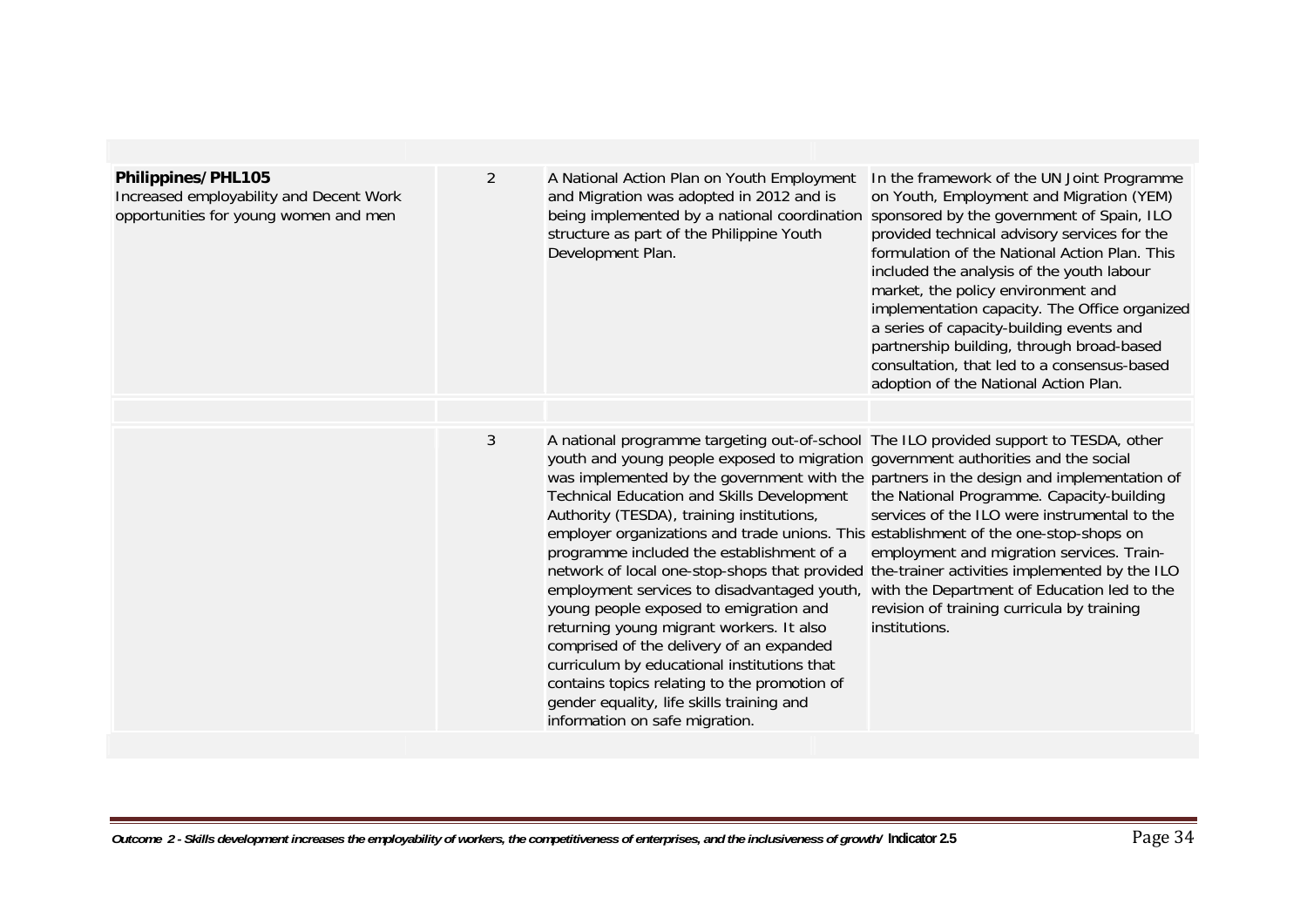| | | | |
|---|---|---|---|
| **Philippines/PHL105**<br>Increased employability and Decent Work opportunities for young women and men | 2 | A National Action Plan on Youth Employment and Migration was adopted in 2012 and is being implemented by a national coordination structure as part of the Philippine Youth Development Plan. | In the framework of the UN Joint Programme on Youth, Employment and Migration (YEM) sponsored by the government of Spain, ILO provided technical advisory services for the formulation of the National Action Plan. This included the analysis of the youth labour market, the policy environment and implementation capacity. The Office organized a series of capacity-building events and partnership building, through broad-based consultation, that led to a consensus-based adoption of the National Action Plan. |
| | | | |
| | 3 | A national programme targeting out-of-school youth and young people exposed to migration was implemented by the government with the Technical Education and Skills Development Authority (TESDA), training institutions, employer organizations and trade unions. This programme included the establishment of a network of local one-stop-shops that provided employment services to disadvantaged youth, young people exposed to emigration and returning young migrant workers. It also comprised of the delivery of an expanded curriculum by educational institutions that contains topics relating to the promotion of gender equality, life skills training and information on safe migration. | The ILO provided support to TESDA, other government authorities and the social partners in the design and implementation of the National Programme. Capacity-building services of the ILO were instrumental to the establishment of the one-stop-shops on employment and migration services. Train-the-trainer activities implemented by the ILO with the Department of Education led to the revision of training curricula by training institutions. |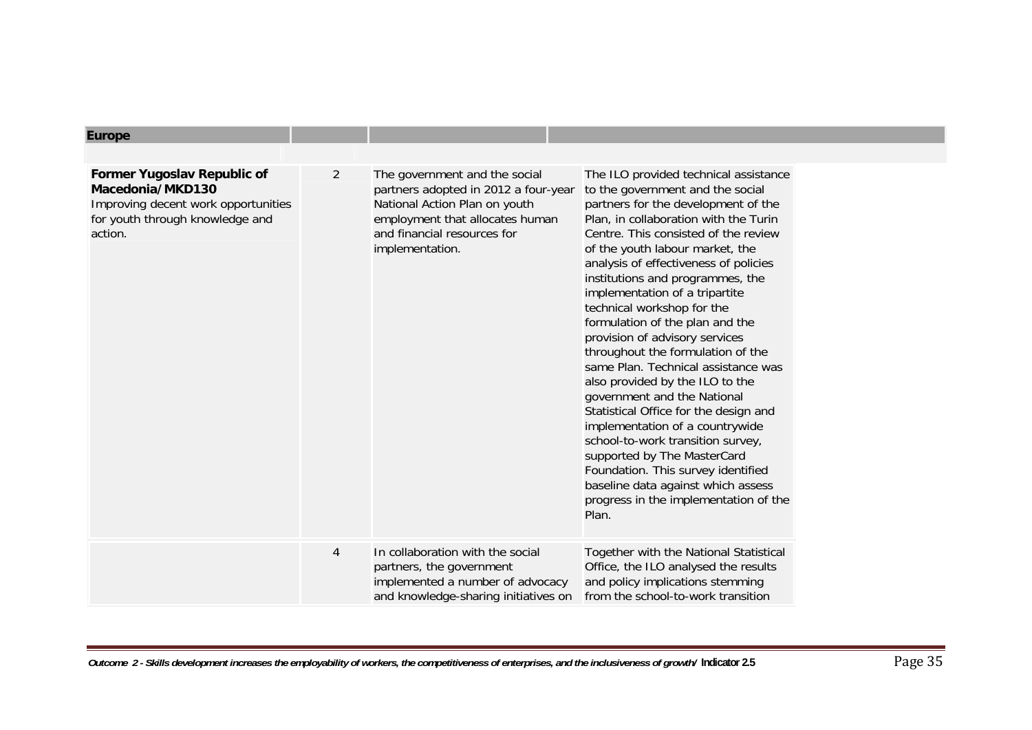| Europe | | | |
|---|---|---|---|
| **Former Yugoslav Republic of Macedonia/MKD130**<br>Improving decent work opportunities for youth through knowledge and action. | 2 | The government and the social partners adopted in 2012 a four-year National Action Plan on youth employment that allocates human and financial resources for implementation. | The ILO provided technical assistance to the government and the social partners for the development of the Plan, in collaboration with the Turin Centre. This consisted of the review of the youth labour market, the analysis of effectiveness of policies institutions and programmes, the implementation of a tripartite technical workshop for the formulation of the plan and the provision of advisory services throughout the formulation of the same Plan. Technical assistance was also provided by the ILO to the government and the National Statistical Office for the design and implementation of a countrywide school-to-work transition survey, supported by The MasterCard Foundation. This survey identified baseline data against which assess progress in the implementation of the Plan. |
| | 4 | In collaboration with the social partners, the government implemented a number of advocacy and knowledge-sharing initiatives on | Together with the National Statistical Office, the ILO analysed the results and policy implications stemming from the school-to-work transition |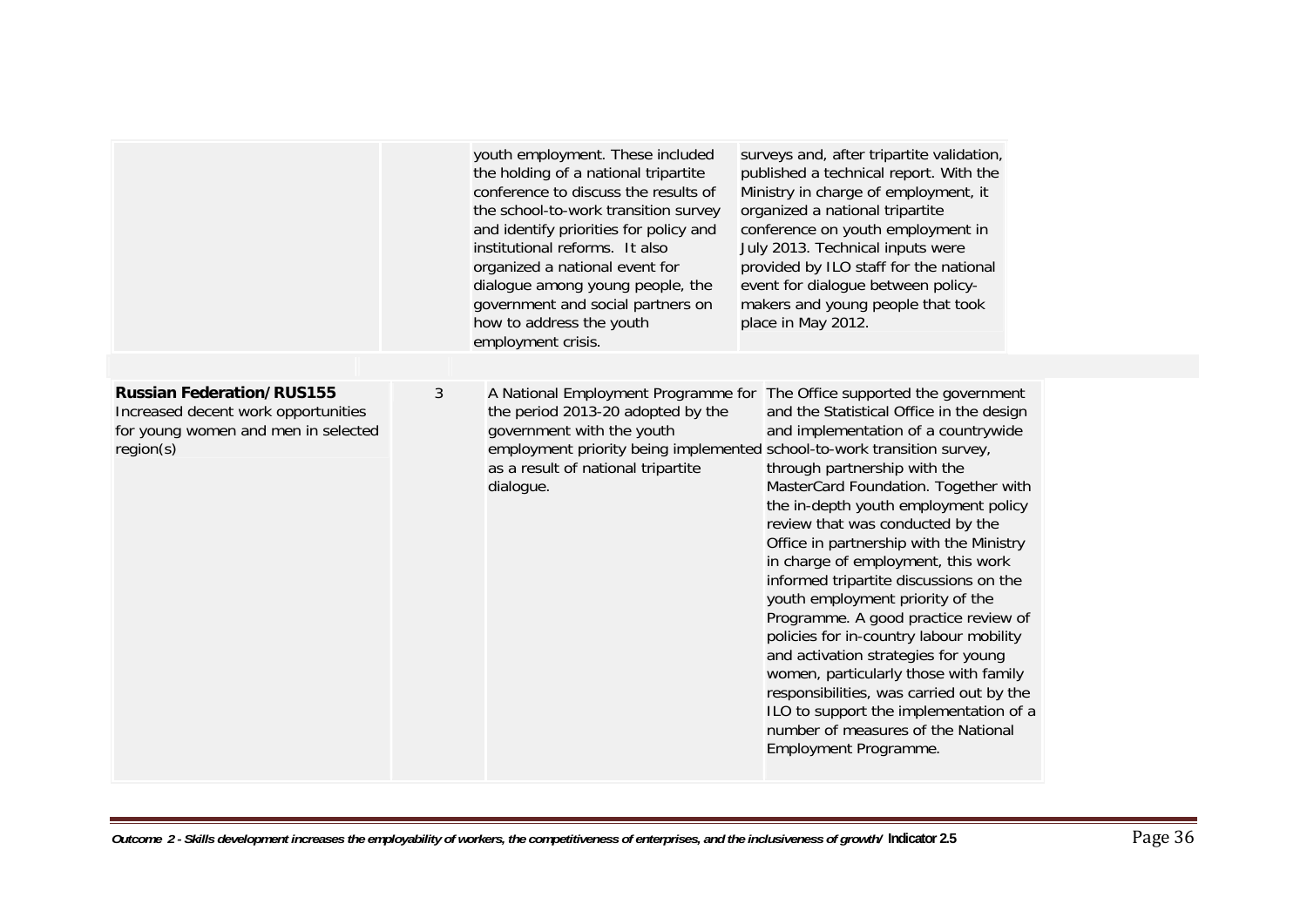| | | | |
|---|---|---|---|
| | | youth employment. These included the holding of a national tripartite conference to discuss the results of the school-to-work transition survey and identify priorities for policy and institutional reforms. It also organized a national event for dialogue among young people, the government and social partners on how to address the youth employment crisis. | surveys and, after tripartite validation, published a technical report. With the Ministry in charge of employment, it organized a national tripartite conference on youth employment in July 2013. Technical inputs were provided by ILO staff for the national event for dialogue between policy-makers and young people that took place in May 2012. |
| **Russian Federation/RUS155** Increased decent work opportunities for young women and men in selected region(s) | 3 | A National Employment Programme for the period 2013-20 adopted by the government with the youth employment priority being implemented as a result of national tripartite dialogue. | The Office supported the government and the Statistical Office in the design and implementation of a countrywide school-to-work transition survey, through partnership with the MasterCard Foundation. Together with the in-depth youth employment policy review that was conducted by the Office in partnership with the Ministry in charge of employment, this work informed tripartite discussions on the youth employment priority of the Programme. A good practice review of policies for in-country labour mobility and activation strategies for young women, particularly those with family responsibilities, was carried out by the ILO to support the implementation of a number of measures of the National Employment Programme. |

*Outcome 2 - Skills development increases the employability of workers, the competitiveness of enterprises, and the inclusiveness of growth/* **Indicator 2.5**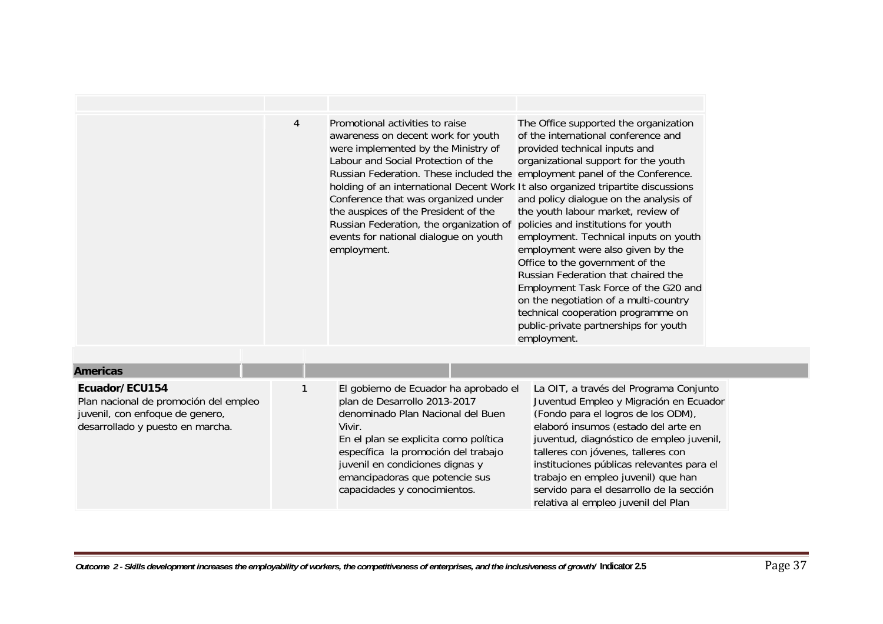| | | | |
|---|---|---|---|
| | 4 | Promotional activities to raise awareness on decent work for youth were implemented by the Ministry of Labour and Social Protection of the Russian Federation. These included the holding of an international Decent Work Conference that was organized under the auspices of the President of the Russian Federation, the organization of events for national dialogue on youth employment. | The Office supported the organization of the international conference and provided technical inputs and organizational support for the youth employment panel of the Conference. It also organized tripartite discussions and policy dialogue on the analysis of the youth labour market, review of policies and institutions for youth employment. Technical inputs on youth employment were also given by the Office to the government of the Russian Federation that chaired the Employment Task Force of the G20 and on the negotiation of a multi-country technical cooperation programme on public-private partnerships for youth employment. |
| **Americas** | | | |
| **Ecuador/ECU154**<br>Plan nacional de promoción del empleo juvenil, con enfoque de genero, desarrollado y puesto en marcha. | 1 | El gobierno de Ecuador ha aprobado el plan de Desarrollo 2013-2017 denominado Plan Nacional del Buen Vivir.<br>En el plan se explicita como política específica la promoción del trabajo juvenil en condiciones dignas y emancipadoras que potencie sus capacidades y conocimientos. | La OIT, a través del Programa Conjunto Juventud Empleo y Migración en Ecuador (Fondo para el logros de los ODM), elaboró insumos (estado del arte en juventud, diagnóstico de empleo juvenil, talleres con jóvenes, talleres con instituciones públicas relevantes para el trabajo en empleo juvenil) que han servido para el desarrollo de la sección relativa al empleo juvenil del Plan |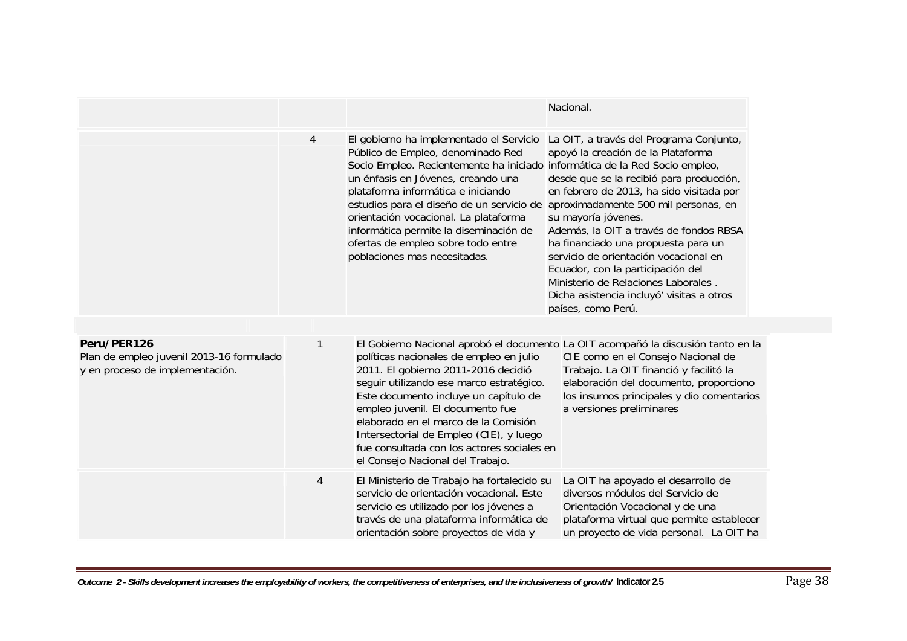| | | | |
|---|---|---|---|
| | | | Nacional. |
| | 4 | El gobierno ha implementado el Servicio Público de Empleo, denominado Red Socio Empleo. Recientemente ha iniciado un énfasis en Jóvenes, creando una plataforma informática e iniciando estudios para el diseño de un servicio de orientación vocacional. La plataforma informática permite la diseminación de ofertas de empleo sobre todo entre poblaciones mas necesitadas. | La OIT, a través del Programa Conjunto, apoyó la creación de la Plataforma informática de la Red Socio empleo, desde que se la recibió para producción, en febrero de 2013, ha sido visitada por aproximadamente 500 mil personas, en su mayoría jóvenes.<br>Además, la OIT a través de fondos RBSA ha financiado una propuesta para un servicio de orientación vocacional en Ecuador, con la participación del Ministerio de Relaciones Laborales . Dicha asistencia incluyó' visitas a otros países, como Perú. |
| | | | |
| **Peru/PER126**<br>Plan de empleo juvenil 2013-16 formulado y en proceso de implementación. | 1 | El Gobierno Nacional aprobó el documento políticas nacionales de empleo en julio 2011. El gobierno 2011-2016 decidió seguir utilizando ese marco estratégico. Este documento incluye un capítulo de empleo juvenil. El documento fue elaborado en el marco de la Comisión Intersectorial de Empleo (CIE), y luego fue consultada con los actores sociales en el Consejo Nacional del Trabajo. | La OIT acompañó la discusión tanto en la CIE como en el Consejo Nacional de Trabajo. La OIT financió y facilitó la elaboración del documento, proporciono los insumos principales y dio comentarios a versiones preliminares |
| | 4 | El Ministerio de Trabajo ha fortalecido su servicio de orientación vocacional. Este servicio es utilizado por los jóvenes a través de una plataforma informática de orientación sobre proyectos de vida y | La OIT ha apoyado el desarrollo de diversos módulos del Servicio de Orientación Vocacional y de una plataforma virtual que permite establecer un proyecto de vida personal. La OIT ha |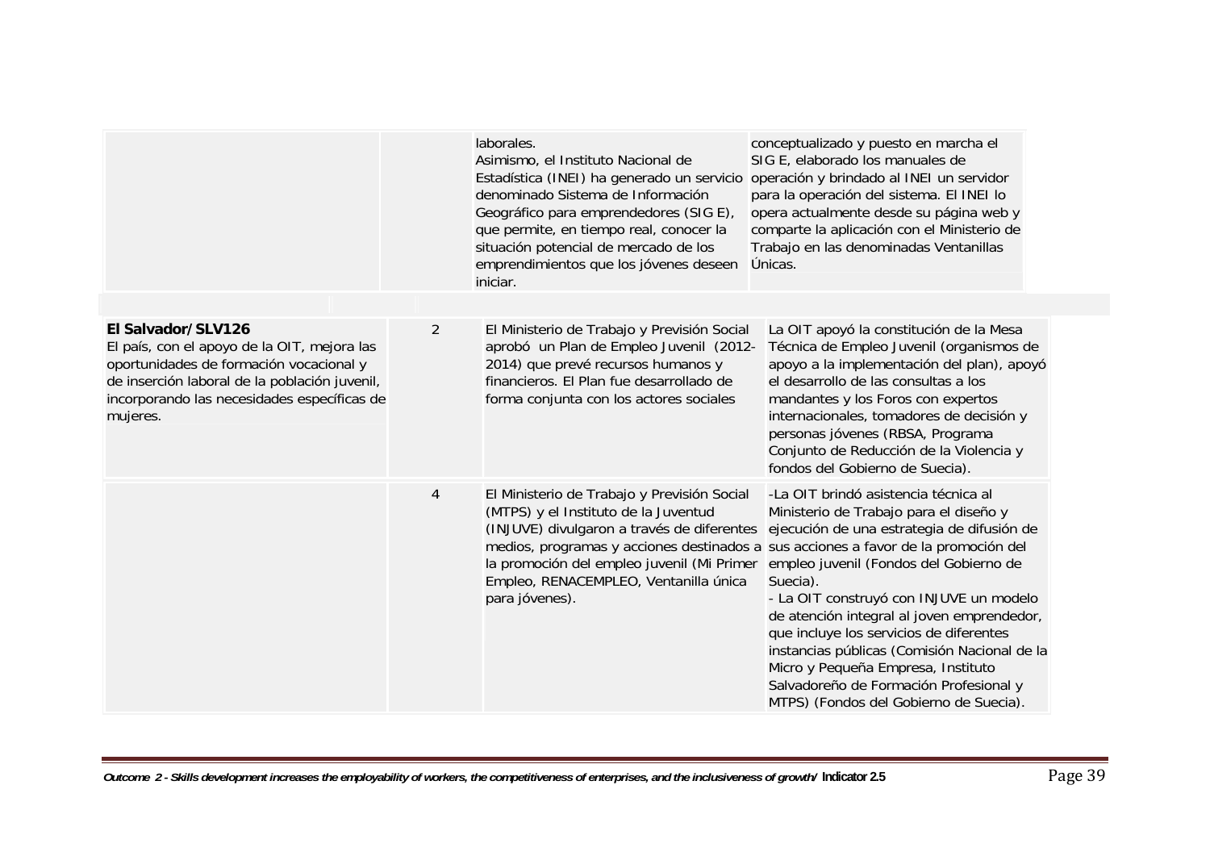| | | | |
|---|---|---|---|
| | | laborales.<br>Asimismo, el Instituto Nacional de Estadística (INEI) ha generado un servicio denominado Sistema de Información Geográfico para emprendedores (SIG E), que permite, en tiempo real, conocer la situación potencial de mercado de los emprendimientos que los jóvenes deseen iniciar. | conceptualizado y puesto en marcha el SIG E, elaborado los manuales de operación y brindado al INEI un servidor para la operación del sistema. El INEI lo opera actualmente desde su página web y comparte la aplicación con el Ministerio de Trabajo en las denominadas Ventanillas Únicas. |
| **El Salvador/SLV126**<br>El país, con el apoyo de la OIT, mejora las oportunidades de formación vocacional y de inserción laboral de la población juvenil, incorporando las necesidades específicas de mujeres. | 2 | El Ministerio de Trabajo y Previsión Social aprobó un Plan de Empleo Juvenil (2012-2014) que prevé recursos humanos y financieros. El Plan fue desarrollado de forma conjunta con los actores sociales | La OIT apoyó la constitución de la Mesa Técnica de Empleo Juvenil (organismos de apoyo a la implementación del plan), apoyó el desarrollo de las consultas a los mandantes y los Foros con expertos internacionales, tomadores de decisión y personas jóvenes (RBSA, Programa Conjunto de Reducción de la Violencia y fondos del Gobierno de Suecia). |
| | 4 | El Ministerio de Trabajo y Previsión Social (MTPS) y el Instituto de la Juventud (INJUVE) divulgaron a través de diferentes medios, programas y acciones destinados a la promoción del empleo juvenil (Mi Primer Empleo, RENACEMPLEO, Ventanilla única para jóvenes). | -La OIT brindó asistencia técnica al Ministerio de Trabajo para el diseño y ejecución de una estrategia de difusión de sus acciones a favor de la promoción del empleo juvenil (Fondos del Gobierno de Suecia).<br>- La OIT construyó con INJUVE un modelo de atención integral al joven emprendedor, que incluye los servicios de diferentes instancias públicas (Comisión Nacional de la Micro y Pequeña Empresa, Instituto Salvadoreño de Formación Profesional y MTPS) (Fondos del Gobierno de Suecia). |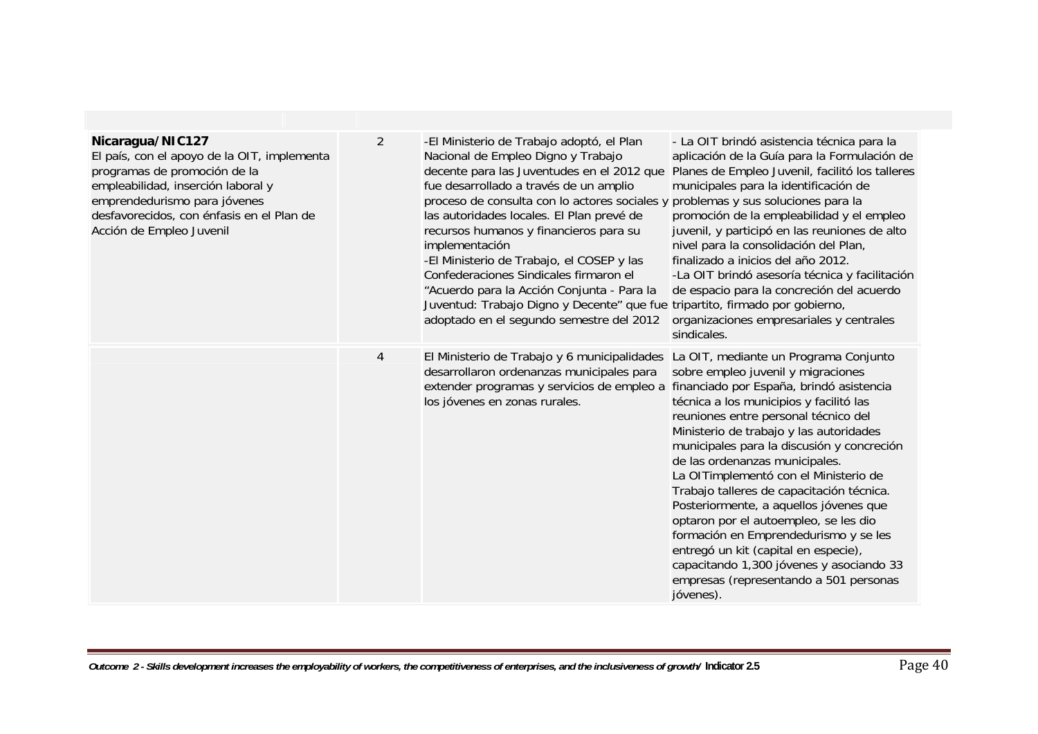| | | | |
|---|---|---|---|
| **Nicaragua/NIC127**<br>El país, con el apoyo de la OIT, implementa programas de promoción de la empleabilidad, inserción laboral y emprendedurismo para jóvenes desfavorecidos, con énfasis en el Plan de Acción de Empleo Juvenil | 2 | -El Ministerio de Trabajo adoptó, el Plan Nacional de Empleo Digno y Trabajo decente para las Juventudes en el 2012 que fue desarrollado a través de un amplio proceso de consulta con lo actores sociales y las autoridades locales. El Plan prevé de recursos humanos y financieros para su implementación<br>-El Ministerio de Trabajo, el COSEP y las Confederaciones Sindicales firmaron el "Acuerdo para la Acción Conjunta - Para la Juventud: Trabajo Digno y Decente" que fue adoptado en el segundo semestre del 2012 | - La OIT brindó asistencia técnica para la aplicación de la Guía para la Formulación de Planes de Empleo Juvenil, facilitó los talleres municipales para la identificación de problemas y sus soluciones para la promoción de la empleabilidad y el empleo juvenil, y participó en las reuniones de alto nivel para la consolidación del Plan, finalizado a inicios del año 2012.<br>-La OIT brindó asesoría técnica y facilitación de espacio para la concreción del acuerdo tripartito, firmado por gobierno, organizaciones empresariales y centrales sindicales. |
| | 4 | El Ministerio de Trabajo y 6 municipalidades desarrollaron ordenanzas municipales para extender programas y servicios de empleo a los jóvenes en zonas rurales. | La OIT, mediante un Programa Conjunto sobre empleo juvenil y migraciones financiado por España, brindó asistencia técnica a los municipios y facilitó las reuniones entre personal técnico del Ministerio de trabajo y las autoridades municipales para la discusión y concreción de las ordenanzas municipales.<br>La OITimplementó con el Ministerio de Trabajo talleres de capacitación técnica. Posteriormente, a aquellos jóvenes que optaron por el autoempleo, se les dio formación en Emprendedurismo y se les entregó un kit (capital en especie), capacitando 1,300 jóvenes y asociando 33 empresas (representando a 501 personas jóvenes). |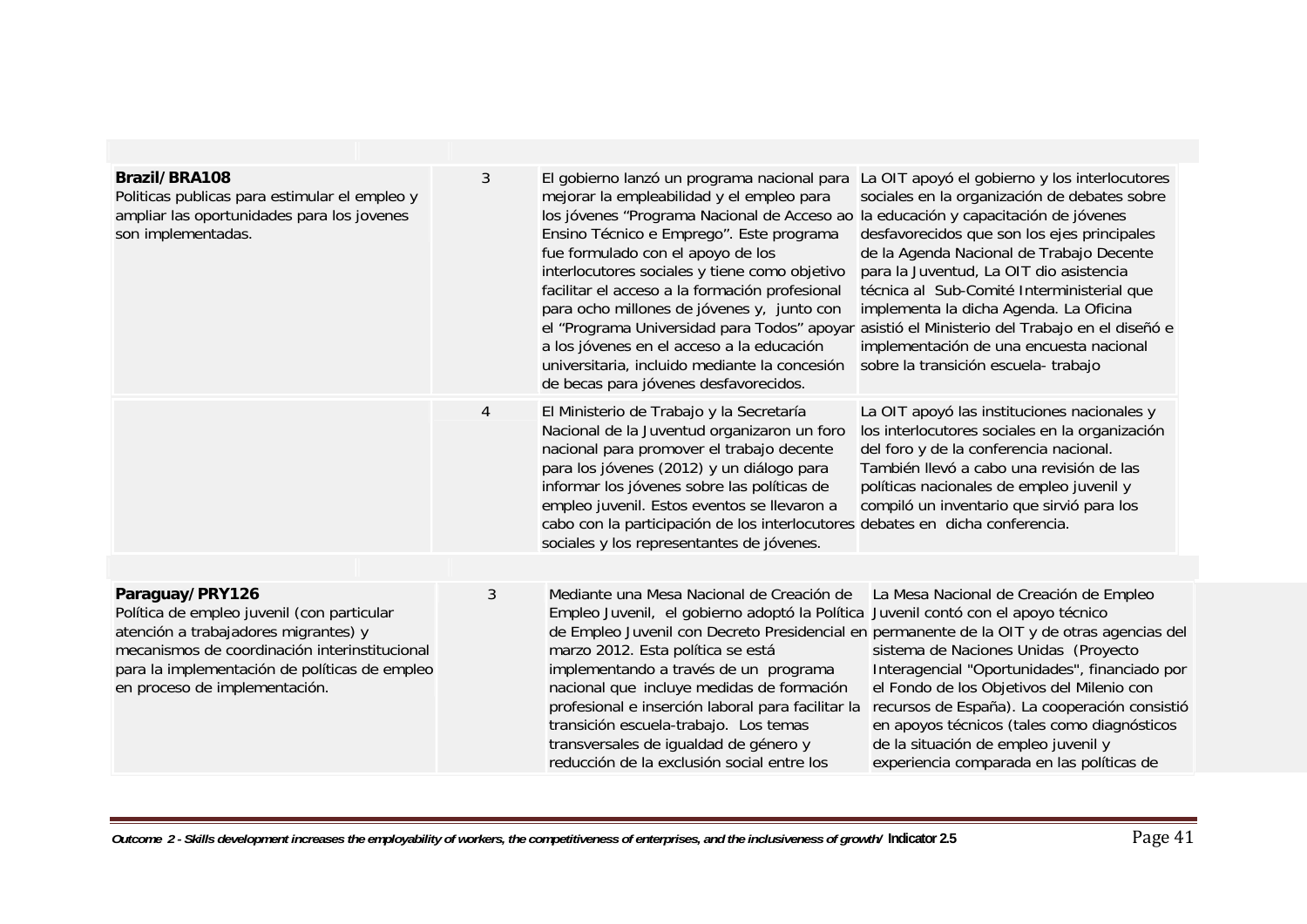| | | | |
|---|---|---|---|
| **Brazil/BRA108**<br>Politicas publicas para estimular el empleo y ampliar las oportunidades para los jovenes son implementadas. | 3 | El gobierno lanzó un programa nacional para mejorar la empleabilidad y el empleo para los jóvenes "Programa Nacional de Acceso ao Ensino Técnico e Emprego". Este programa fue formulado con el apoyo de los interlocutores sociales y tiene como objetivo facilitar el acceso a la formación profesional para ocho millones de jóvenes y, junto con el "Programa Universidad para Todos" apoyar a los jóvenes en el acceso a la educación universitaria, incluido mediante la concesión de becas para jóvenes desfavorecidos. | La OIT apoyó el gobierno y los interlocutores sociales en la organización de debates sobre la educación y capacitación de jóvenes desfavorecidos que son los ejes principales de la Agenda Nacional de Trabajo Decente para la Juventud, La OIT dio asistencia técnica al Sub-Comité Interministerial que implementa la dicha Agenda. La Oficina asistió el Ministerio del Trabajo en el diseñó e implementación de una encuesta nacional sobre la transición escuela- trabajo |
| | 4 | El Ministerio de Trabajo y la Secretaría Nacional de la Juventud organizaron un foro nacional para promover el trabajo decente para los jóvenes (2012) y un diálogo para informar los jóvenes sobre las políticas de empleo juvenil. Estos eventos se llevaron a cabo con la participación de los interlocutores sociales y los representantes de jóvenes. | La OIT apoyó las instituciones nacionales y los interlocutores sociales en la organización del foro y de la conferencia nacional. También llevó a cabo una revisión de las políticas nacionales de empleo juvenil y compiló un inventario que sirvió para los debates en dicha conferencia. |
| **Paraguay/PRY126**<br>Política de empleo juvenil (con particular atención a trabajadores migrantes) y mecanismos de coordinación interinstitucional para la implementación de políticas de empleo en proceso de implementación. | 3 | Mediante una Mesa Nacional de Creación de Empleo Juvenil, el gobierno adoptó la Política de Empleo Juvenil con Decreto Presidencial en marzo 2012. Esta política se está implementando a través de un programa nacional que incluye medidas de formación profesional e inserción laboral para facilitar la transición escuela-trabajo. Los temas transversales de igualdad de género y reducción de la exclusión social entre los | La Mesa Nacional de Creación de Empleo Juvenil contó con el apoyo técnico permanente de la OIT y de otras agencias del sistema de Naciones Unidas (Proyecto Interagencial "Oportunidades", financiado por el Fondo de los Objetivos del Milenio con recursos de España). La cooperación consistió en apoyos técnicos (tales como diagnósticos de la situación de empleo juvenil y experiencia comparada en las políticas de |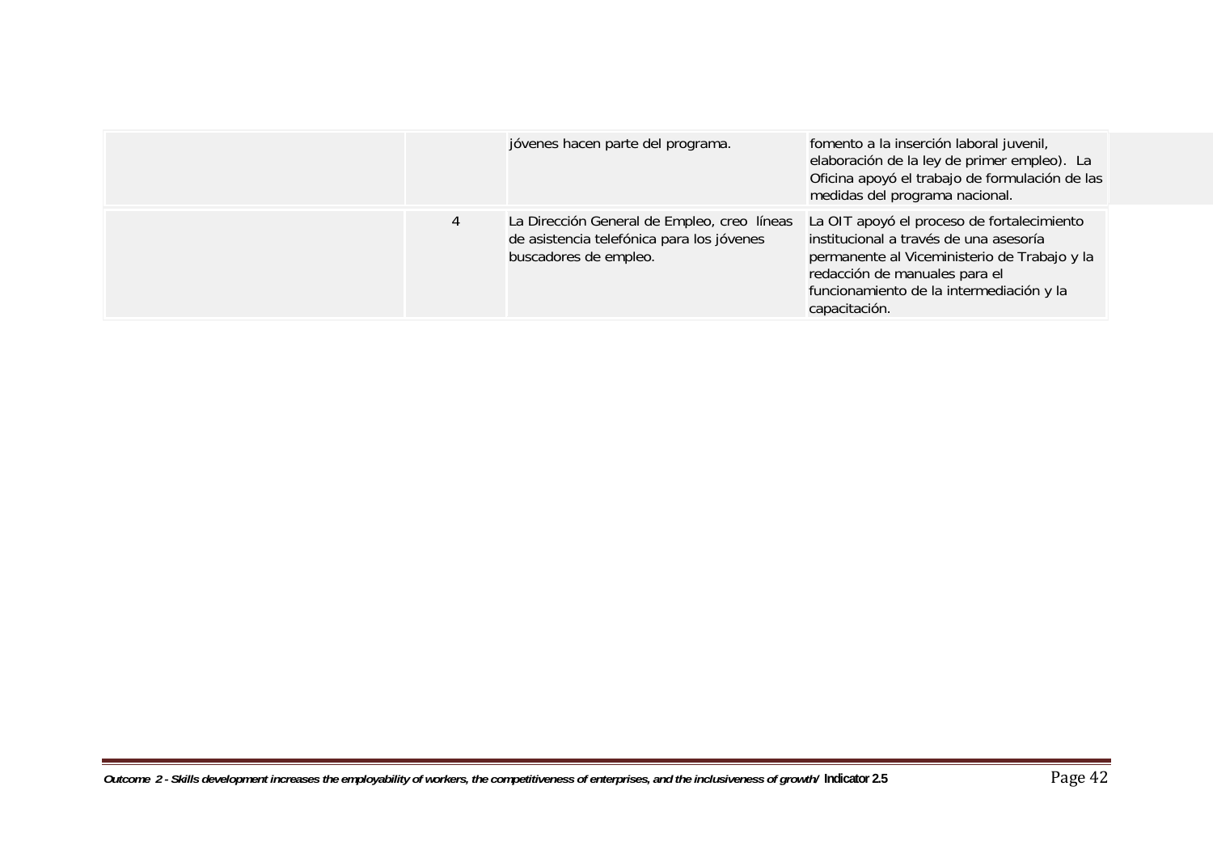| | | | |
|---|---|---|---|
| | | jóvenes hacen parte del programa. | fomento a la inserción laboral juvenil, elaboración de la ley de primer empleo). La Oficina apoyó el trabajo de formulación de las medidas del programa nacional. |
| | 4 | La Dirección General de Empleo, creo líneas de asistencia telefónica para los jóvenes buscadores de empleo. | La OIT apoyó el proceso de fortalecimiento institucional a través de una asesoría permanente al Viceministerio de Trabajo y la redacción de manuales para el funcionamiento de la intermediación y la capacitación. |